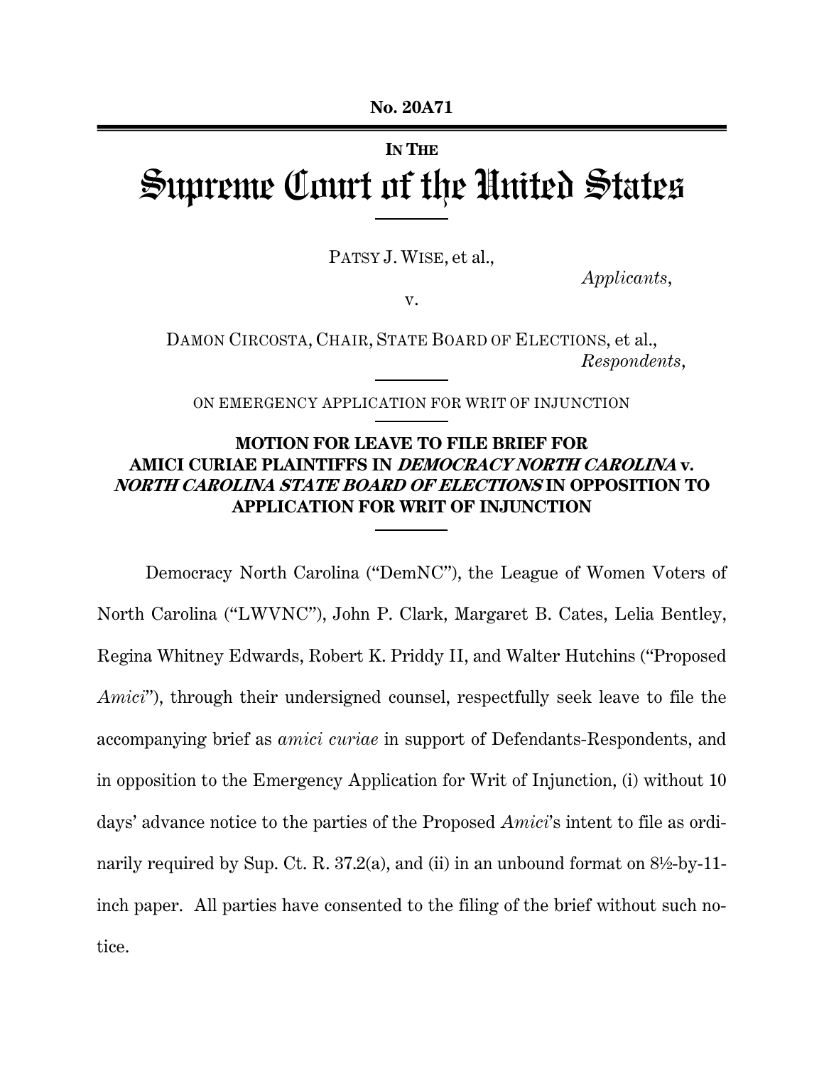**No. 20A71**

---

IN THE

# Supreme Court of the United States

---

PATSY J. WISE, et al.,

*Applicants*,

v.

DAMON CIRCOSTA, CHAIR, STATE BOARD OF ELECTIONS, et al.,

*Respondents*,

---

ON EMERGENCY APPLICATION FOR WRIT OF INJUNCTION

---

**MOTION FOR LEAVE TO FILE BRIEF FOR AMICI CURIAE PLAINTIFFS IN *DEMOCRACY NORTH CAROLINA* v. *NORTH CAROLINA STATE BOARD OF ELECTIONS* IN OPPOSITION TO APPLICATION FOR WRIT OF INJUNCTION**

---

Democracy North Carolina ("DemNC"), the League of Women Voters of North Carolina ("LWVNC"), John P. Clark, Margaret B. Cates, Lelia Bentley, Regina Whitney Edwards, Robert K. Priddy II, and Walter Hutchins ("Proposed *Amici*"), through their undersigned counsel, respectfully seek leave to file the accompanying brief as *amici curiae* in support of Defendants-Respondents, and in opposition to the Emergency Application for Writ of Injunction, (i) without 10 days' advance notice to the parties of the Proposed *Amici*'s intent to file as ordinarily required by Sup. Ct. R. 37.2(a), and (ii) in an unbound format on 8½-by-11-inch paper. All parties have consented to the filing of the brief without such notice.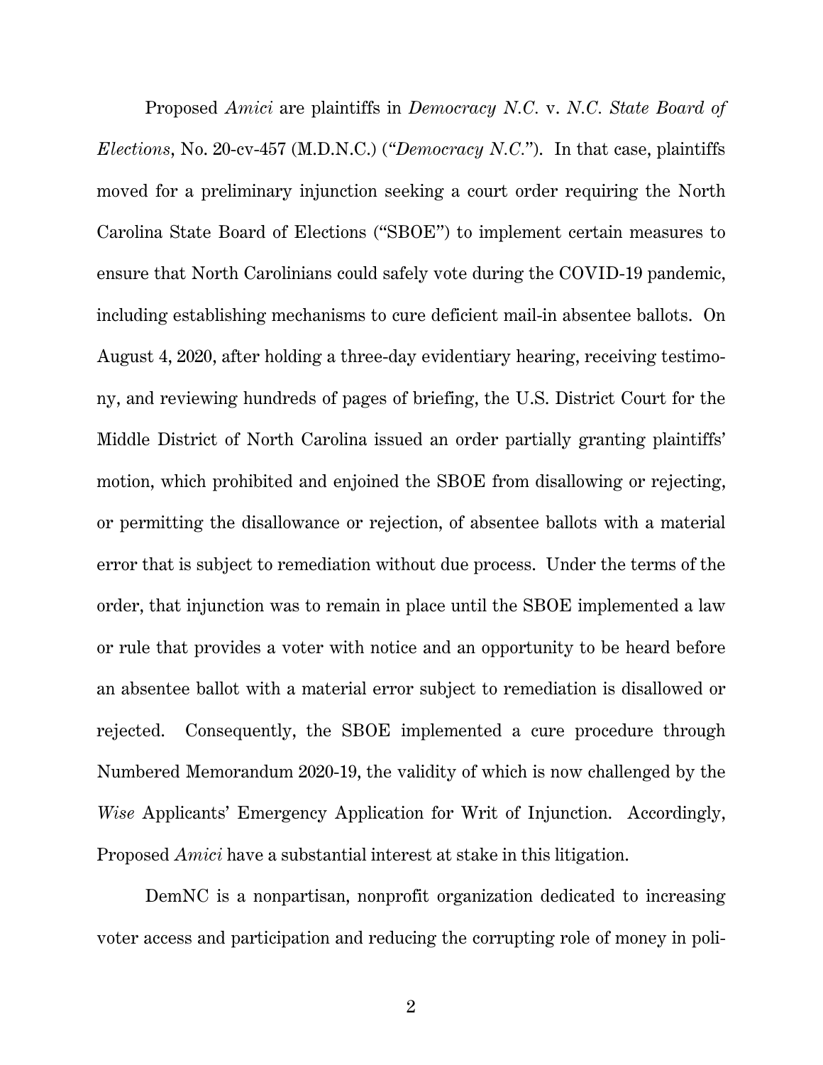Proposed *Amici* are plaintiffs in *Democracy N.C.* v. *N.C. State Board of Elections*, No. 20-cv-457 (M.D.N.C.) ("*Democracy N.C.*"). In that case, plaintiffs moved for a preliminary injunction seeking a court order requiring the North Carolina State Board of Elections ("SBOE") to implement certain measures to ensure that North Carolinians could safely vote during the COVID-19 pandemic, including establishing mechanisms to cure deficient mail-in absentee ballots. On August 4, 2020, after holding a three-day evidentiary hearing, receiving testimony, and reviewing hundreds of pages of briefing, the U.S. District Court for the Middle District of North Carolina issued an order partially granting plaintiffs' motion, which prohibited and enjoined the SBOE from disallowing or rejecting, or permitting the disallowance or rejection, of absentee ballots with a material error that is subject to remediation without due process. Under the terms of the order, that injunction was to remain in place until the SBOE implemented a law or rule that provides a voter with notice and an opportunity to be heard before an absentee ballot with a material error subject to remediation is disallowed or rejected. Consequently, the SBOE implemented a cure procedure through Numbered Memorandum 2020-19, the validity of which is now challenged by the *Wise* Applicants' Emergency Application for Writ of Injunction. Accordingly, Proposed *Amici* have a substantial interest at stake in this litigation.

DemNC is a nonpartisan, nonprofit organization dedicated to increasing voter access and participation and reducing the corrupting role of money in poli-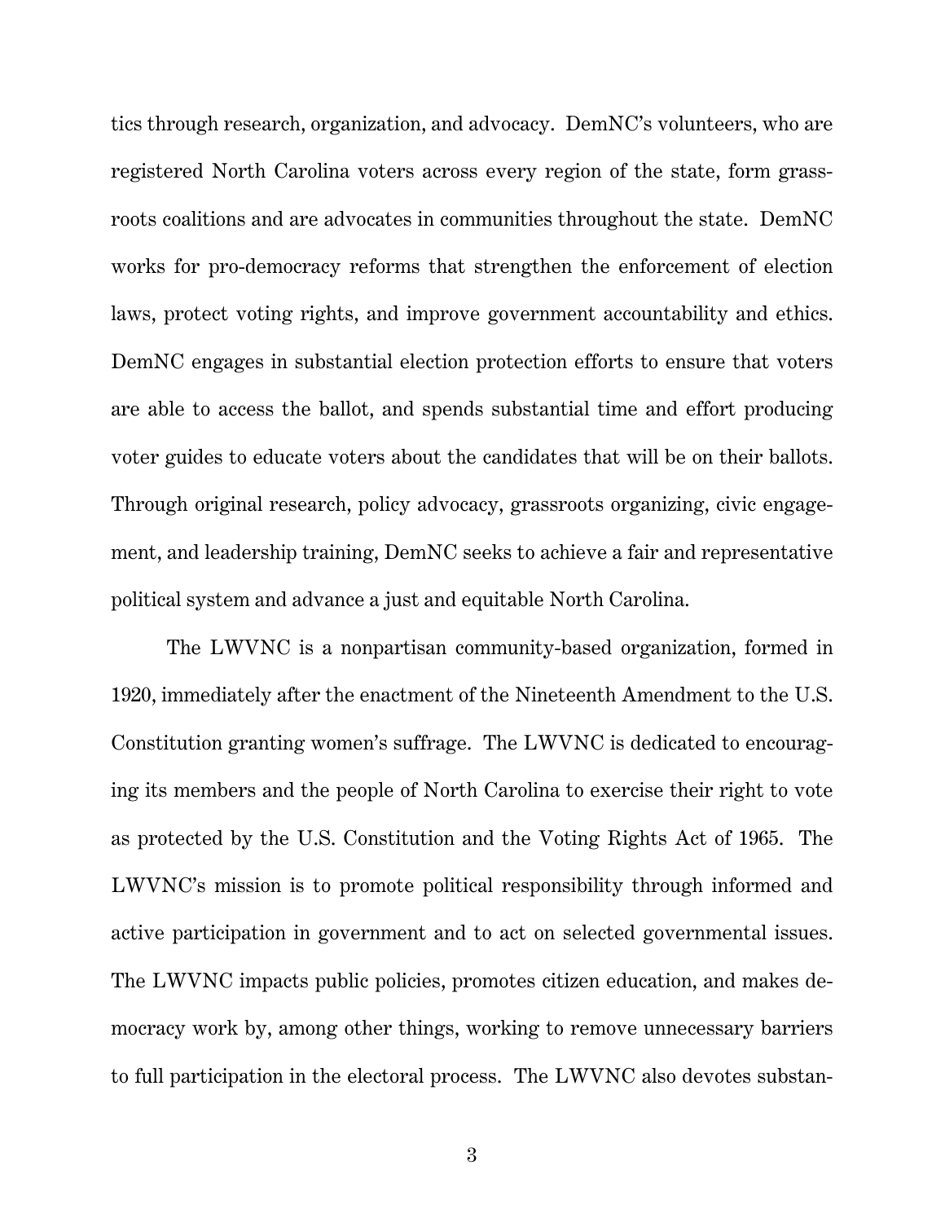tics through research, organization, and advocacy. DemNC's volunteers, who are registered North Carolina voters across every region of the state, form grassroots coalitions and are advocates in communities throughout the state. DemNC works for pro-democracy reforms that strengthen the enforcement of election laws, protect voting rights, and improve government accountability and ethics. DemNC engages in substantial election protection efforts to ensure that voters are able to access the ballot, and spends substantial time and effort producing voter guides to educate voters about the candidates that will be on their ballots. Through original research, policy advocacy, grassroots organizing, civic engagement, and leadership training, DemNC seeks to achieve a fair and representative political system and advance a just and equitable North Carolina.

The LWVNC is a nonpartisan community-based organization, formed in 1920, immediately after the enactment of the Nineteenth Amendment to the U.S. Constitution granting women's suffrage. The LWVNC is dedicated to encouraging its members and the people of North Carolina to exercise their right to vote as protected by the U.S. Constitution and the Voting Rights Act of 1965. The LWVNC's mission is to promote political responsibility through informed and active participation in government and to act on selected governmental issues. The LWVNC impacts public policies, promotes citizen education, and makes democracy work by, among other things, working to remove unnecessary barriers to full participation in the electoral process. The LWVNC also devotes substan-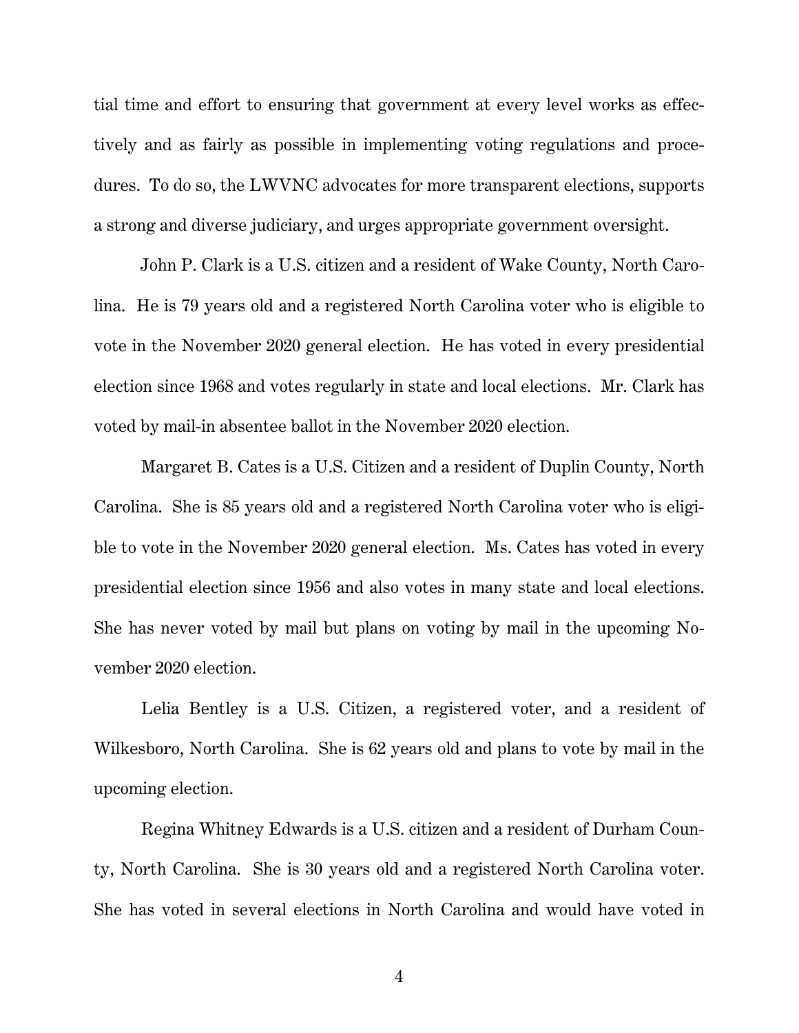tial time and effort to ensuring that government at every level works as effectively and as fairly as possible in implementing voting regulations and procedures. To do so, the LWVNC advocates for more transparent elections, supports a strong and diverse judiciary, and urges appropriate government oversight.

John P. Clark is a U.S. citizen and a resident of Wake County, North Carolina. He is 79 years old and a registered North Carolina voter who is eligible to vote in the November 2020 general election. He has voted in every presidential election since 1968 and votes regularly in state and local elections. Mr. Clark has voted by mail-in absentee ballot in the November 2020 election.

Margaret B. Cates is a U.S. Citizen and a resident of Duplin County, North Carolina. She is 85 years old and a registered North Carolina voter who is eligible to vote in the November 2020 general election. Ms. Cates has voted in every presidential election since 1956 and also votes in many state and local elections. She has never voted by mail but plans on voting by mail in the upcoming November 2020 election.

Lelia Bentley is a U.S. Citizen, a registered voter, and a resident of Wilkesboro, North Carolina. She is 62 years old and plans to vote by mail in the upcoming election.

Regina Whitney Edwards is a U.S. citizen and a resident of Durham County, North Carolina. She is 30 years old and a registered North Carolina voter. She has voted in several elections in North Carolina and would have voted in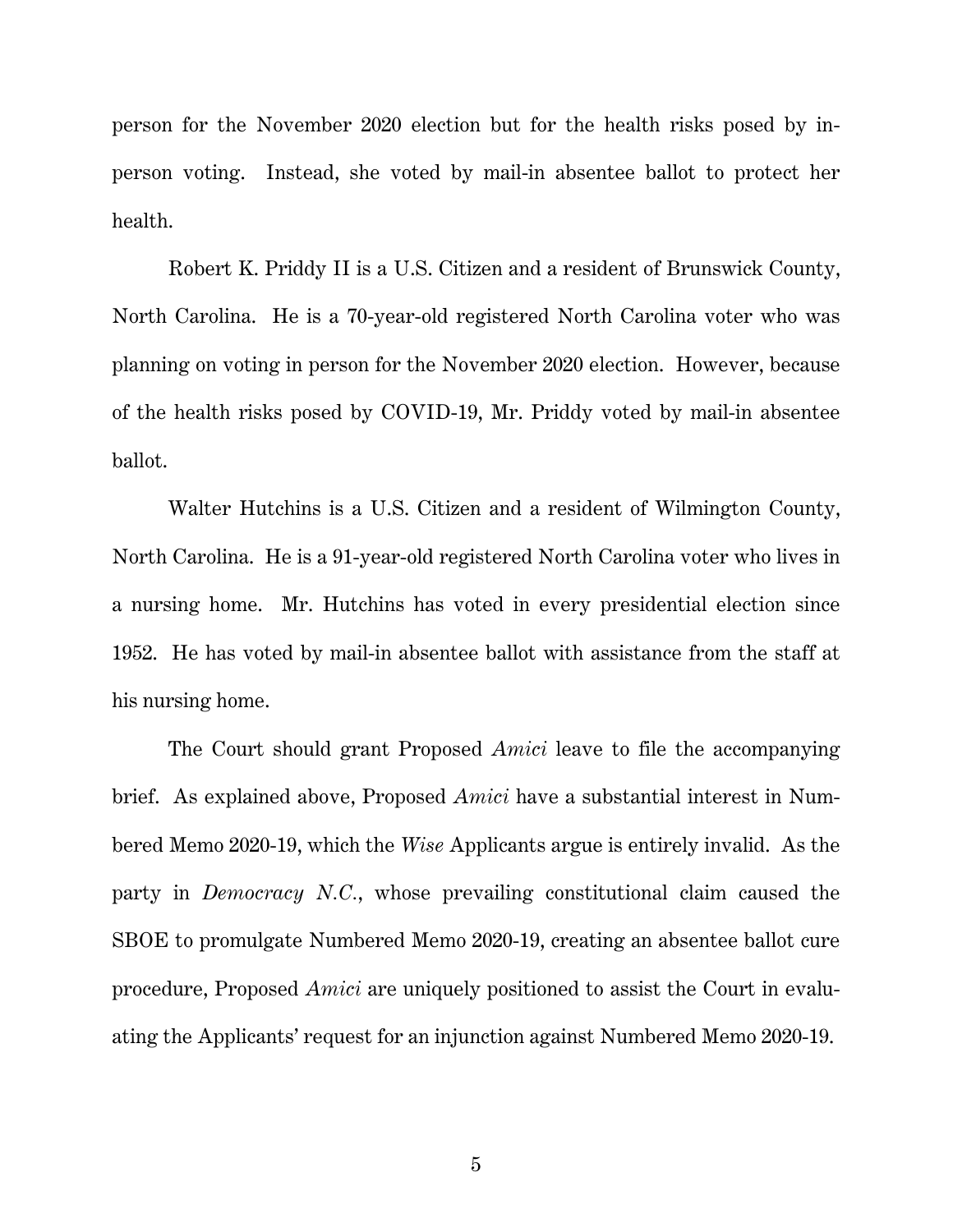person for the November 2020 election but for the health risks posed by in-person voting. Instead, she voted by mail-in absentee ballot to protect her health.

Robert K. Priddy II is a U.S. Citizen and a resident of Brunswick County, North Carolina. He is a 70-year-old registered North Carolina voter who was planning on voting in person for the November 2020 election. However, because of the health risks posed by COVID-19, Mr. Priddy voted by mail-in absentee ballot.

Walter Hutchins is a U.S. Citizen and a resident of Wilmington County, North Carolina. He is a 91-year-old registered North Carolina voter who lives in a nursing home. Mr. Hutchins has voted in every presidential election since 1952. He has voted by mail-in absentee ballot with assistance from the staff at his nursing home.

The Court should grant Proposed *Amici* leave to file the accompanying brief. As explained above, Proposed *Amici* have a substantial interest in Numbered Memo 2020-19, which the *Wise* Applicants argue is entirely invalid. As the party in *Democracy N.C.*, whose prevailing constitutional claim caused the SBOE to promulgate Numbered Memo 2020-19, creating an absentee ballot cure procedure, Proposed *Amici* are uniquely positioned to assist the Court in evaluating the Applicants' request for an injunction against Numbered Memo 2020-19.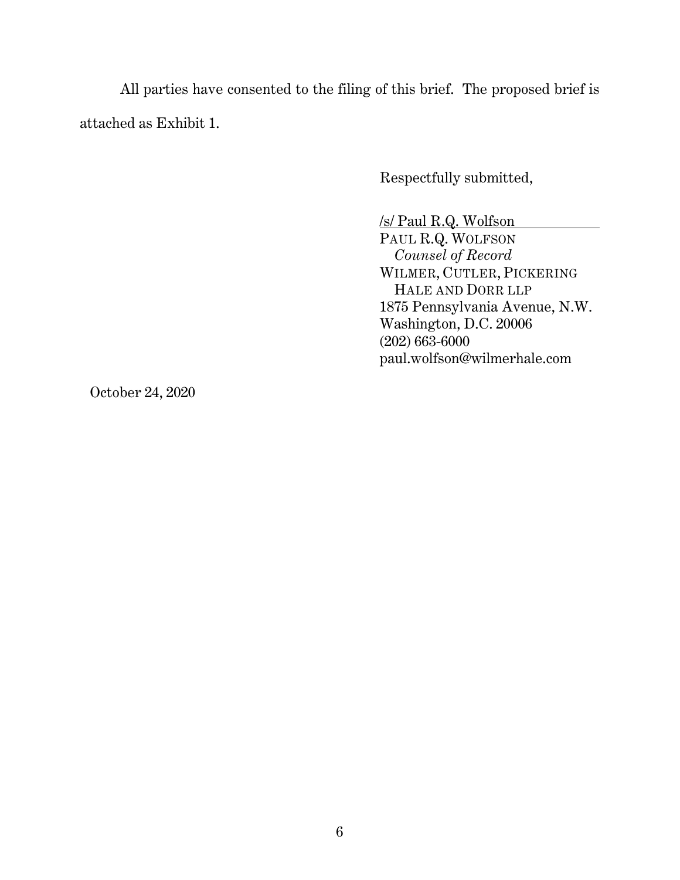All parties have consented to the filing of this brief. The proposed brief is attached as Exhibit 1.

Respectfully submitted,

/s/ Paul R.Q. Wolfson  
PAUL R.Q. WOLFSON  
*Counsel of Record*  
WILMER, CUTLER, PICKERING  
HALE AND DORR LLP  
1875 Pennsylvania Avenue, N.W.  
Washington, D.C. 20006  
(202) 663-6000  
paul.wolfson@wilmerhale.com

October 24, 2020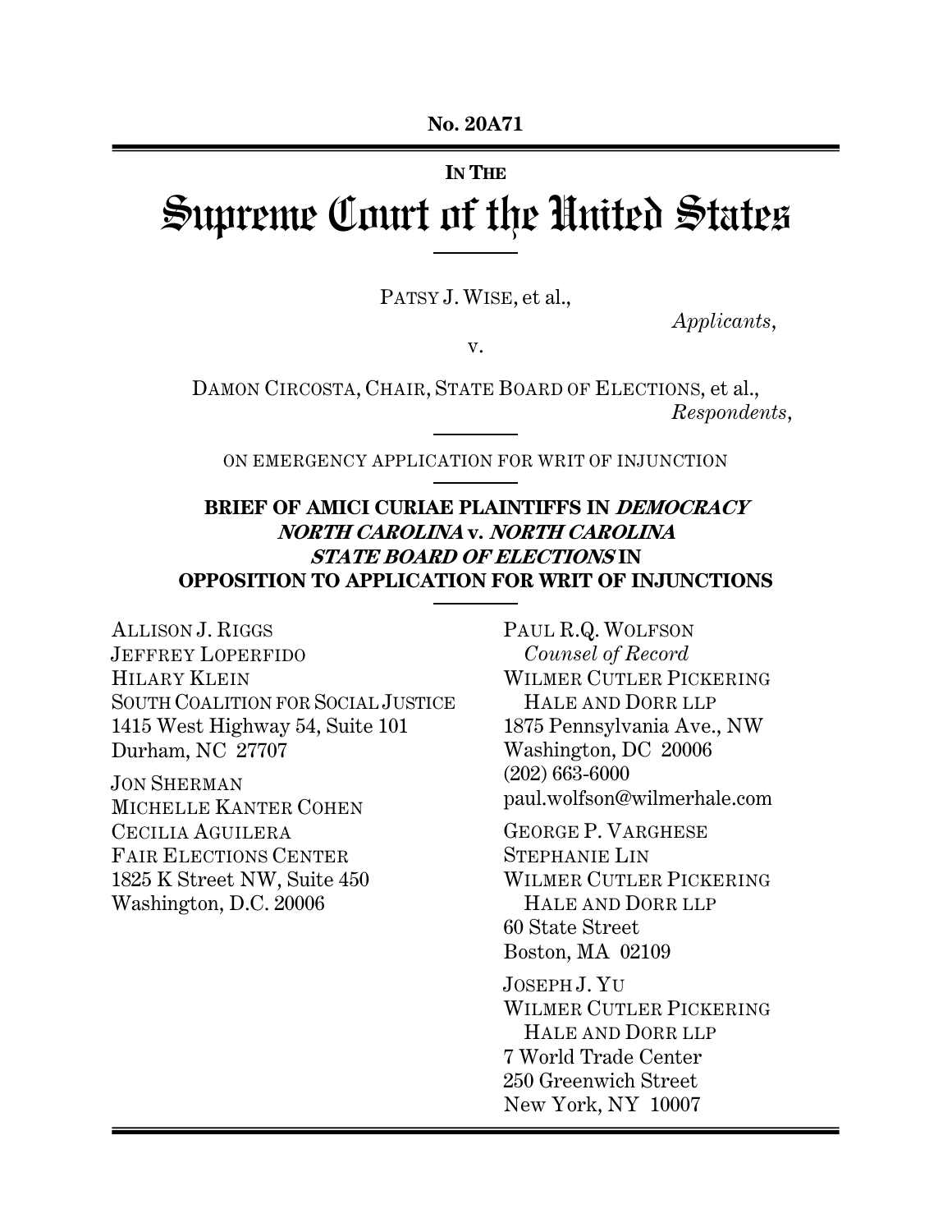No. 20A71

IN THE

# Supreme Court of the United States

PATSY J. WISE, et al.,

*Applicants*,

v.

DAMON CIRCOSTA, CHAIR, STATE BOARD OF ELECTIONS, et al.,

*Respondents*,

ON EMERGENCY APPLICATION FOR WRIT OF INJUNCTION

**BRIEF OF AMICI CURIAE PLAINTIFFS IN *DEMOCRACY NORTH CAROLINA* v. *NORTH CAROLINA STATE BOARD OF ELECTIONS* IN OPPOSITION TO APPLICATION FOR WRIT OF INJUNCTIONS**

ALLISON J. RIGGS
JEFFREY LOPERFIDO
HILARY KLEIN
SOUTH COALITION FOR SOCIAL JUSTICE
1415 West Highway 54, Suite 101
Durham, NC 27707

JON SHERMAN
MICHELLE KANTER COHEN
CECILIA AGUILERA
FAIR ELECTIONS CENTER
1825 K Street NW, Suite 450
Washington, D.C. 20006

PAUL R.Q. WOLFSON
*Counsel of Record*
WILMER CUTLER PICKERING
HALE AND DORR LLP
1875 Pennsylvania Ave., NW
Washington, DC 20006
(202) 663-6000
paul.wolfson@wilmerhale.com

GEORGE P. VARGHESE
STEPHANIE LIN
WILMER CUTLER PICKERING
HALE AND DORR LLP
60 State Street
Boston, MA 02109

JOSEPH J. YU
WILMER CUTLER PICKERING
HALE AND DORR LLP
7 World Trade Center
250 Greenwich Street
New York, NY 10007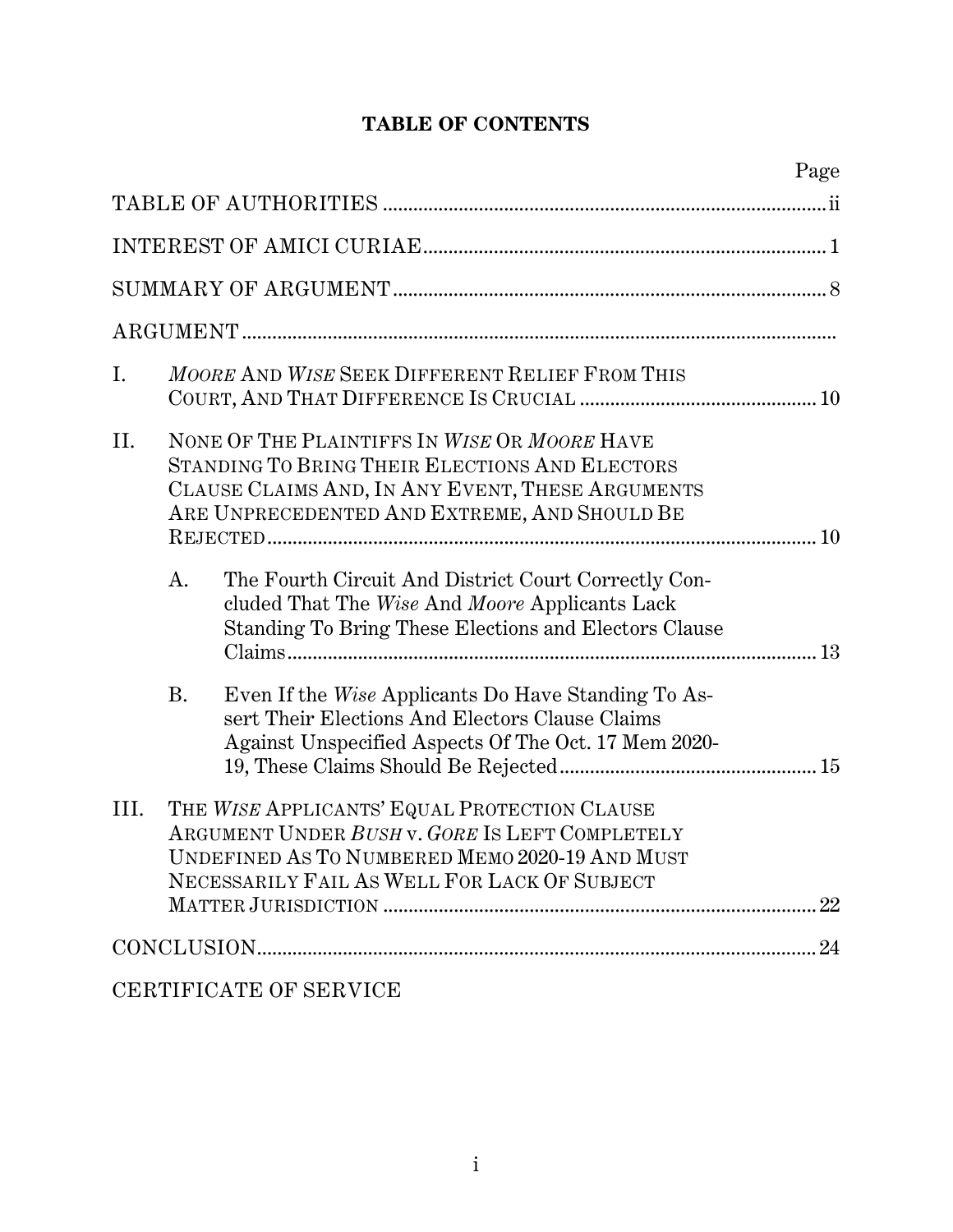**TABLE OF CONTENTS**

| | Page |
|---|---|
| TABLE OF AUTHORITIES | ii |
| INTEREST OF AMICI CURIAE | 1 |
| SUMMARY OF ARGUMENT | 8 |
| ARGUMENT | |
| I. *MOORE* AND *WISE* SEEK DIFFERENT RELIEF FROM THIS COURT, AND THAT DIFFERENCE IS CRUCIAL | 10 |
| II. NONE OF THE PLAINTIFFS IN *WISE* OR *MOORE* HAVE STANDING TO BRING THEIR ELECTIONS AND ELECTORS CLAUSE CLAIMS AND, IN ANY EVENT, THESE ARGUMENTS ARE UNPRECEDENTED AND EXTREME, AND SHOULD BE REJECTED | 10 |
| A. The Fourth Circuit And District Court Correctly Concluded That The *Wise* And *Moore* Applicants Lack Standing To Bring These Elections and Electors Clause Claims | 13 |
| B. Even If the *Wise* Applicants Do Have Standing To Assert Their Elections And Electors Clause Claims Against Unspecified Aspects Of The Oct. 17 Mem 2020-19, These Claims Should Be Rejected | 15 |
| III. THE *WISE* APPLICANTS' EQUAL PROTECTION CLAUSE ARGUMENT UNDER *BUSH* v. *GORE* IS LEFT COMPLETELY UNDEFINED AS TO NUMBERED MEMO 2020-19 AND MUST NECESSARILY FAIL AS WELL FOR LACK OF SUBJECT MATTER JURISDICTION | 22 |
| CONCLUSION | 24 |
| CERTIFICATE OF SERVICE | |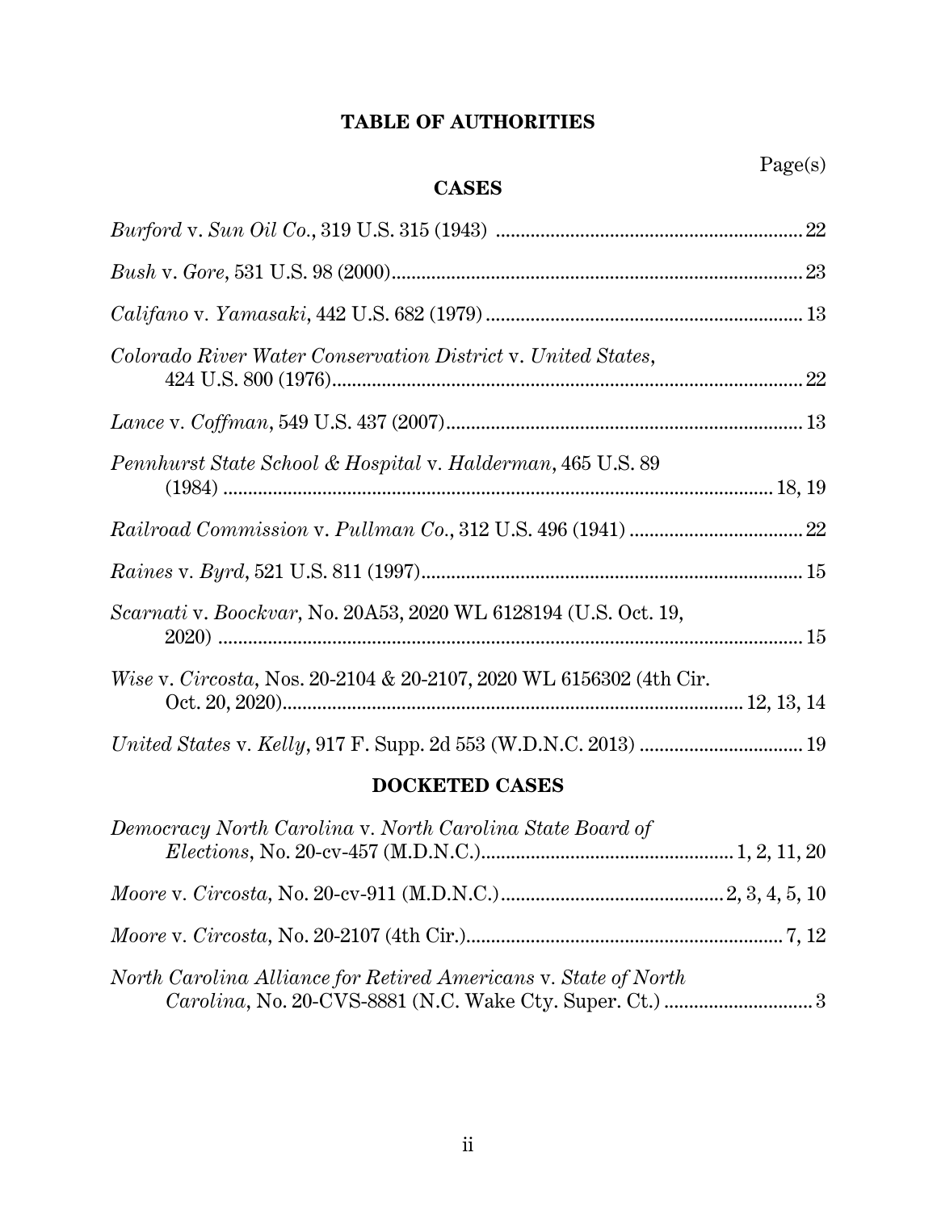# TABLE OF AUTHORITIES

Page(s)

## CASES

*Burford* v. *Sun Oil Co.*, 319 U.S. 315 (1943) .............................................................. 22

*Bush* v. *Gore*, 531 U.S. 98 (2000).................................................................................. 23

*Califano* v. *Yamasaki*, 442 U.S. 682 (1979) ................................................................ 13

*Colorado River Water Conservation District* v. *United States*, 424 U.S. 800 (1976)................................................................................................ 22

*Lance* v. *Coffman*, 549 U.S. 437 (2007)........................................................................ 13

*Pennhurst State School & Hospital* v. *Halderman*, 465 U.S. 89 (1984) .............................................................................................................. 18, 19

*Railroad Commission* v. *Pullman Co.,* 312 U.S. 496 (1941) .................................. 22

*Raines* v. *Byrd*, 521 U.S. 811 (1997)............................................................................. 15

*Scarnati* v. *Boockvar,* No. 20A53, 2020 WL 6128194 (U.S. Oct. 19, 2020) ....................................................................................................................... 15

*Wise* v. *Circosta,* Nos. 20-2104 & 20-2107, 2020 WL 6156302 (4th Cir. Oct. 20, 2020)............................................................................................ 12, 13, 14

*United States* v. *Kelly*, 917 F. Supp. 2d 553 (W.D.N.C. 2013) ................................ 19

## DOCKETED CASES

*Democracy North Carolina* v. *North Carolina State Board of Elections*, No. 20-cv-457 (M.D.N.C.)................................................... 1, 2, 11, 20

*Moore* v. *Circosta,* No. 20-cv-911 (M.D.N.C.)............................................. 2, 3, 4, 5, 10

*Moore* v. *Circosta,* No. 20-2107 (4th Cir.)................................................................ 7, 12

*North Carolina Alliance for Retired Americans* v. *State of North Carolina*, No. 20-CVS-8881 (N.C. Wake Cty. Super. Ct.) .............................. 3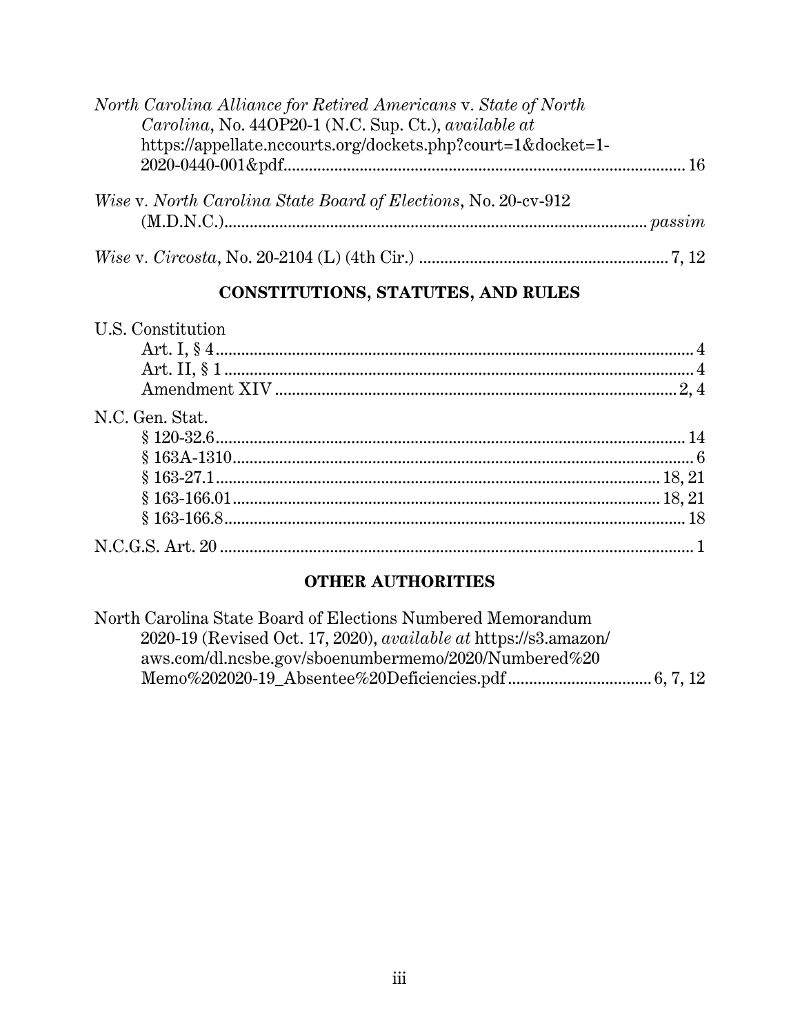*North Carolina Alliance for Retired Americans* v. *State of North Carolina*, No. 44OP20-1 (N.C. Sup. Ct.), *available at* https://appellate.nccourts.org/dockets.php?court=1&docket=1-2020-0440-001&pdf.............................................................................................. 16

*Wise* v. *North Carolina State Board of Elections*, No. 20-cv-912 (M.D.N.C.)................................................................................................ *passim*

*Wise* v. *Circosta*, No. 20-2104 (L) (4th Cir.) ........................................................... 7, 12

## CONSTITUTIONS, STATUTES, AND RULES

U.S. Constitution

- Art. I, § 4.................................................................................................................. 4
- Art. II, § 1 ................................................................................................................ 4
- Amendment XIV ................................................................................................ 2, 4

N.C. Gen. Stat.

- § 120-32.6............................................................................................................... 14
- § 163A-1310............................................................................................................. 6
- § 163-27.1......................................................................................................... 18, 21
- § 163-166.01..................................................................................................... 18, 21
- § 163-166.8............................................................................................................. 18

N.C.G.S. Art. 20 .............................................................................................................. 1

## OTHER AUTHORITIES

North Carolina State Board of Elections Numbered Memorandum 2020-19 (Revised Oct. 17, 2020), *available at* https://s3.amazon/aws.com/dl.ncsbe.gov/sboenumbermemo/2020/Numbered%20Memo%202020-19_Absentee%20Deficiencies.pdf .................................. 6, 7, 12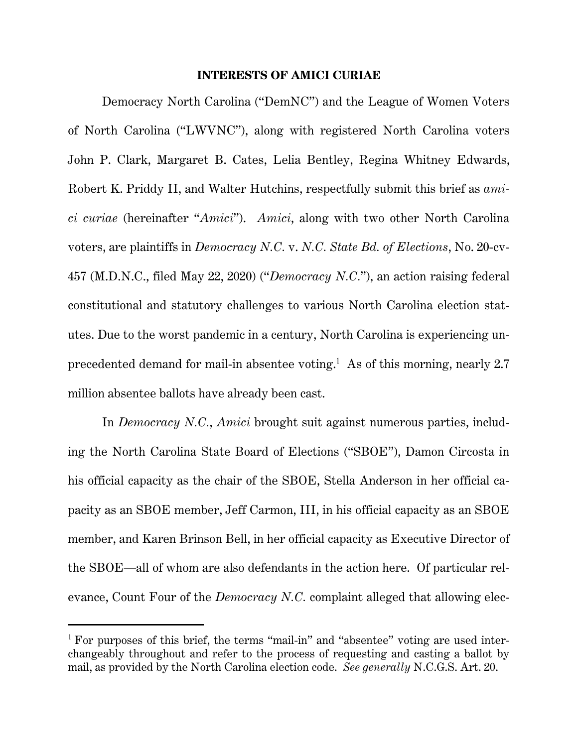## INTERESTS OF AMICI CURIAE

Democracy North Carolina ("DemNC") and the League of Women Voters of North Carolina ("LWVNC"), along with registered North Carolina voters John P. Clark, Margaret B. Cates, Lelia Bentley, Regina Whitney Edwards, Robert K. Priddy II, and Walter Hutchins, respectfully submit this brief as *amici curiae* (hereinafter "*Amici*"). *Amici*, along with two other North Carolina voters, are plaintiffs in *Democracy N.C.* v. *N.C. State Bd. of Elections*, No. 20-cv-457 (M.D.N.C., filed May 22, 2020) ("*Democracy N.C.*"), an action raising federal constitutional and statutory challenges to various North Carolina election statutes. Due to the worst pandemic in a century, North Carolina is experiencing unprecedented demand for mail-in absentee voting.[1] As of this morning, nearly 2.7 million absentee ballots have already been cast.

In *Democracy N.C.*, *Amici* brought suit against numerous parties, including the North Carolina State Board of Elections ("SBOE"), Damon Circosta in his official capacity as the chair of the SBOE, Stella Anderson in her official capacity as an SBOE member, Jeff Carmon, III, in his official capacity as an SBOE member, and Karen Brinson Bell, in her official capacity as Executive Director of the SBOE—all of whom are also defendants in the action here. Of particular relevance, Count Four of the *Democracy N.C.* complaint alleged that allowing elec-

[1] For purposes of this brief, the terms "mail-in" and "absentee" voting are used interchangeably throughout and refer to the process of requesting and casting a ballot by mail, as provided by the North Carolina election code. *See generally* N.C.G.S. Art. 20.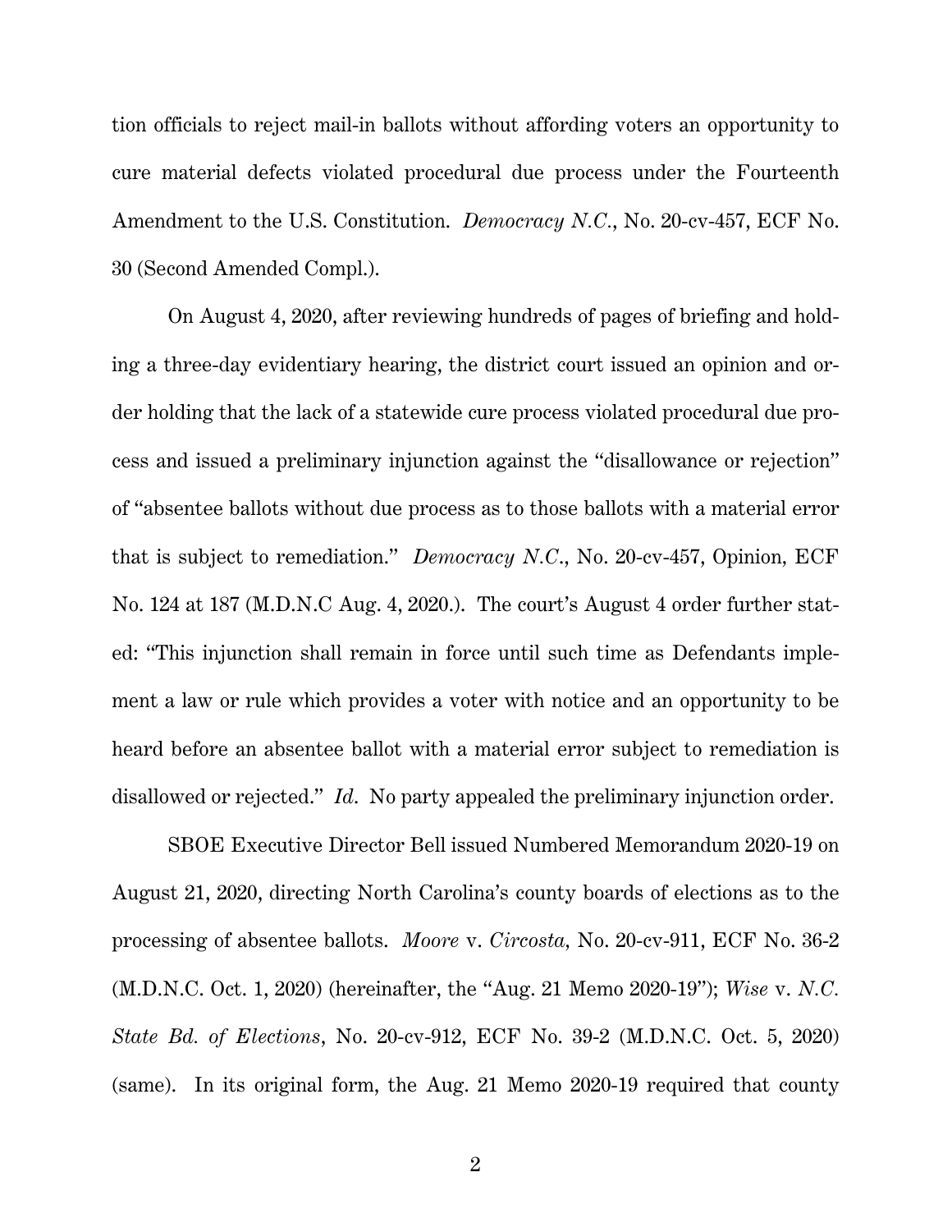tion officials to reject mail-in ballots without affording voters an opportunity to cure material defects violated procedural due process under the Fourteenth Amendment to the U.S. Constitution. *Democracy N.C.*, No. 20-cv-457, ECF No. 30 (Second Amended Compl.).

On August 4, 2020, after reviewing hundreds of pages of briefing and holding a three-day evidentiary hearing, the district court issued an opinion and order holding that the lack of a statewide cure process violated procedural due process and issued a preliminary injunction against the "disallowance or rejection" of "absentee ballots without due process as to those ballots with a material error that is subject to remediation." *Democracy N.C.*, No. 20-cv-457, Opinion, ECF No. 124 at 187 (M.D.N.C Aug. 4, 2020.). The court's August 4 order further stated: "This injunction shall remain in force until such time as Defendants implement a law or rule which provides a voter with notice and an opportunity to be heard before an absentee ballot with a material error subject to remediation is disallowed or rejected." *Id.* No party appealed the preliminary injunction order.

SBOE Executive Director Bell issued Numbered Memorandum 2020-19 on August 21, 2020, directing North Carolina's county boards of elections as to the processing of absentee ballots. *Moore* v. *Circosta,* No. 20-cv-911, ECF No. 36-2 (M.D.N.C. Oct. 1, 2020) (hereinafter, the "Aug. 21 Memo 2020-19"); *Wise* v. *N.C. State Bd. of Elections*, No. 20-cv-912, ECF No. 39-2 (M.D.N.C. Oct. 5, 2020) (same). In its original form, the Aug. 21 Memo 2020-19 required that county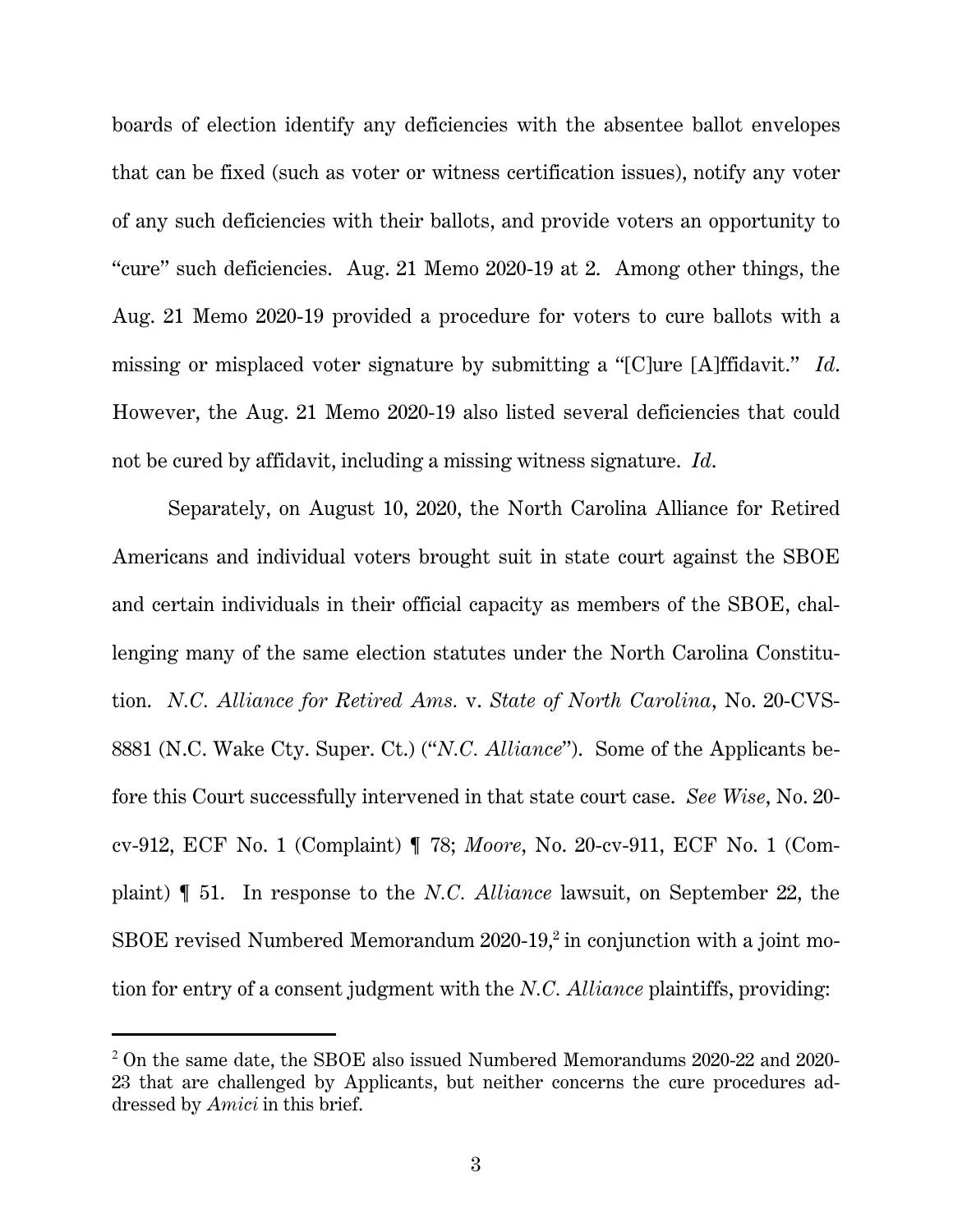boards of election identify any deficiencies with the absentee ballot envelopes that can be fixed (such as voter or witness certification issues), notify any voter of any such deficiencies with their ballots, and provide voters an opportunity to "cure" such deficiencies. Aug. 21 Memo 2020-19 at 2. Among other things, the Aug. 21 Memo 2020-19 provided a procedure for voters to cure ballots with a missing or misplaced voter signature by submitting a "[C]ure [A]ffidavit." *Id.* However, the Aug. 21 Memo 2020-19 also listed several deficiencies that could not be cured by affidavit, including a missing witness signature. *Id.*

Separately, on August 10, 2020, the North Carolina Alliance for Retired Americans and individual voters brought suit in state court against the SBOE and certain individuals in their official capacity as members of the SBOE, challenging many of the same election statutes under the North Carolina Constitution. *N.C. Alliance for Retired Ams.* v. *State of North Carolina*, No. 20-CVS-8881 (N.C. Wake Cty. Super. Ct.) ("*N.C. Alliance*"). Some of the Applicants before this Court successfully intervened in that state court case. *See Wise*, No. 20-cv-912, ECF No. 1 (Complaint) ¶ 78; *Moore*, No. 20-cv-911, ECF No. 1 (Complaint) ¶ 51. In response to the *N.C. Alliance* lawsuit, on September 22, the SBOE revised Numbered Memorandum 2020-19,[2] in conjunction with a joint motion for entry of a consent judgment with the *N.C. Alliance* plaintiffs, providing:

---

[2] On the same date, the SBOE also issued Numbered Memorandums 2020-22 and 2020-23 that are challenged by Applicants, but neither concerns the cure procedures addressed by *Amici* in this brief.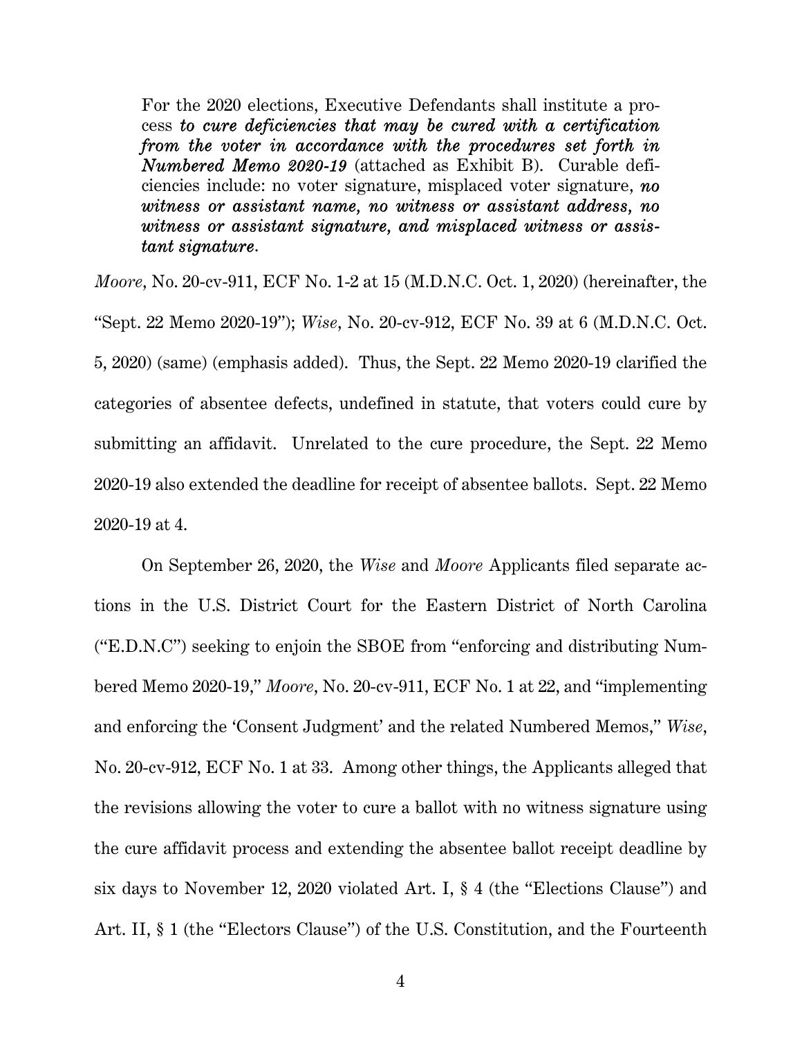> For the 2020 elections, Executive Defendants shall institute a process ***to cure deficiencies that may be cured with a certification from the voter in accordance with the procedures set forth in Numbered Memo 2020-19*** (attached as Exhibit B). Curable deficiencies include: no voter signature, misplaced voter signature, ***no witness or assistant name, no witness or assistant address, no witness or assistant signature, and misplaced witness or assistant signature***.

*Moore*, No. 20-cv-911, ECF No. 1-2 at 15 (M.D.N.C. Oct. 1, 2020) (hereinafter, the "Sept. 22 Memo 2020-19"); *Wise*, No. 20-cv-912, ECF No. 39 at 6 (M.D.N.C. Oct. 5, 2020) (same) (emphasis added). Thus, the Sept. 22 Memo 2020-19 clarified the categories of absentee defects, undefined in statute, that voters could cure by submitting an affidavit. Unrelated to the cure procedure, the Sept. 22 Memo 2020-19 also extended the deadline for receipt of absentee ballots. Sept. 22 Memo 2020-19 at 4.

On September 26, 2020, the *Wise* and *Moore* Applicants filed separate actions in the U.S. District Court for the Eastern District of North Carolina ("E.D.N.C") seeking to enjoin the SBOE from "enforcing and distributing Numbered Memo 2020-19," *Moore*, No. 20-cv-911, ECF No. 1 at 22, and "implementing and enforcing the 'Consent Judgment' and the related Numbered Memos," *Wise*, No. 20-cv-912, ECF No. 1 at 33. Among other things, the Applicants alleged that the revisions allowing the voter to cure a ballot with no witness signature using the cure affidavit process and extending the absentee ballot receipt deadline by six days to November 12, 2020 violated Art. I, § 4 (the "Elections Clause") and Art. II, § 1 (the "Electors Clause") of the U.S. Constitution, and the Fourteenth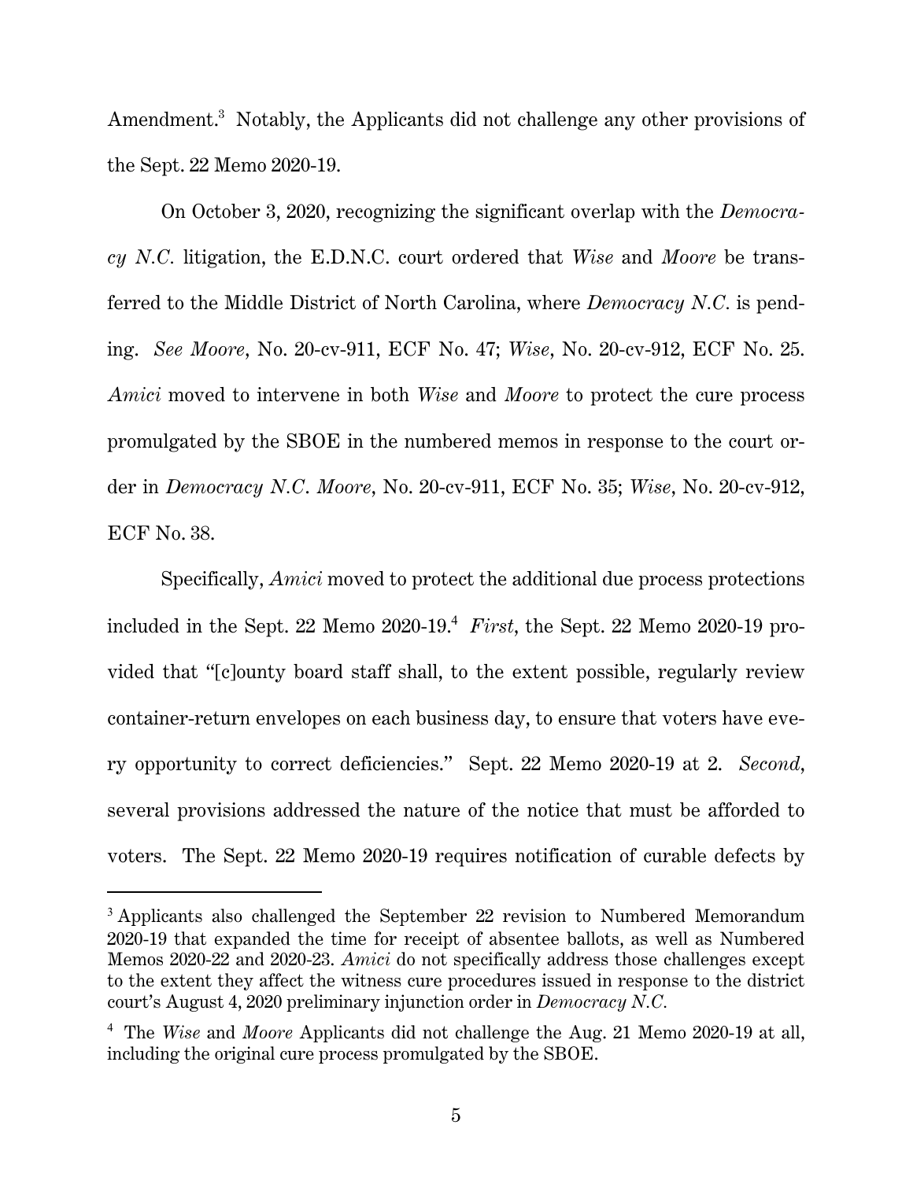Amendment.[3] Notably, the Applicants did not challenge any other provisions of the Sept. 22 Memo 2020-19.

On October 3, 2020, recognizing the significant overlap with the *Democracy N.C.* litigation, the E.D.N.C. court ordered that *Wise* and *Moore* be transferred to the Middle District of North Carolina, where *Democracy N.C.* is pending. *See Moore*, No. 20-cv-911, ECF No. 47; *Wise*, No. 20-cv-912, ECF No. 25. *Amici* moved to intervene in both *Wise* and *Moore* to protect the cure process promulgated by the SBOE in the numbered memos in response to the court order in *Democracy N.C*. *Moore*, No. 20-cv-911, ECF No. 35; *Wise*, No. 20-cv-912, ECF No. 38.

Specifically, *Amici* moved to protect the additional due process protections included in the Sept. 22 Memo 2020-19.[4] *First*, the Sept. 22 Memo 2020-19 provided that "[c]ounty board staff shall, to the extent possible, regularly review container-return envelopes on each business day, to ensure that voters have every opportunity to correct deficiencies." Sept. 22 Memo 2020-19 at 2. *Second*, several provisions addressed the nature of the notice that must be afforded to voters. The Sept. 22 Memo 2020-19 requires notification of curable defects by

---

[3] Applicants also challenged the September 22 revision to Numbered Memorandum 2020-19 that expanded the time for receipt of absentee ballots, as well as Numbered Memos 2020-22 and 2020-23. *Amici* do not specifically address those challenges except to the extent they affect the witness cure procedures issued in response to the district court's August 4, 2020 preliminary injunction order in *Democracy N.C.*

[4] The *Wise* and *Moore* Applicants did not challenge the Aug. 21 Memo 2020-19 at all, including the original cure process promulgated by the SBOE.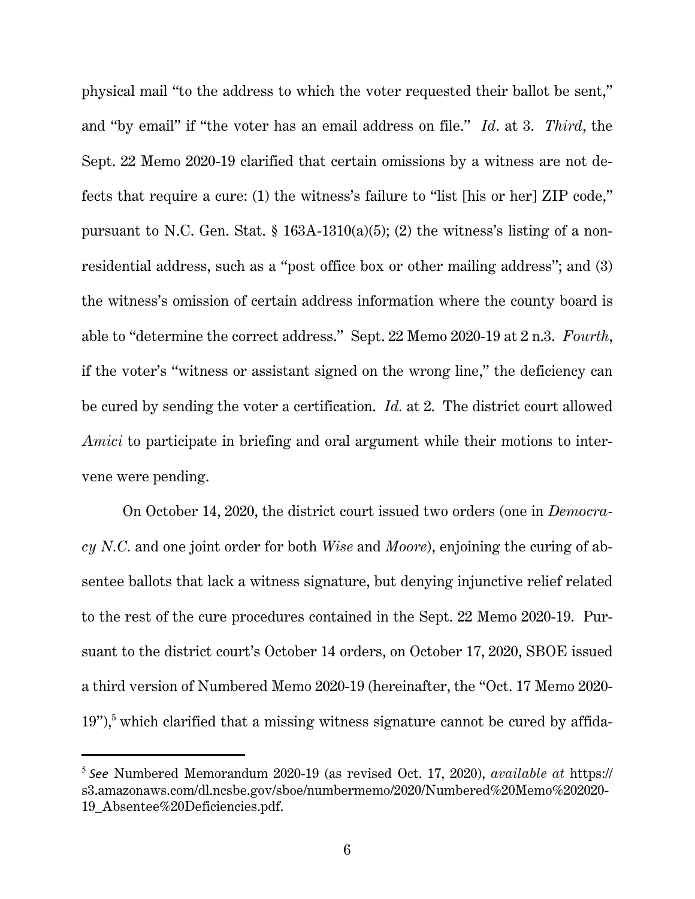physical mail "to the address to which the voter requested their ballot be sent," and "by email" if "the voter has an email address on file." *Id*. at 3. *Third*, the Sept. 22 Memo 2020-19 clarified that certain omissions by a witness are not defects that require a cure: (1) the witness's failure to "list [his or her] ZIP code," pursuant to N.C. Gen. Stat. § 163A-1310(a)(5); (2) the witness's listing of a non-residential address, such as a "post office box or other mailing address"; and (3) the witness's omission of certain address information where the county board is able to "determine the correct address." Sept. 22 Memo 2020-19 at 2 n.3. *Fourth*, if the voter's "witness or assistant signed on the wrong line," the deficiency can be cured by sending the voter a certification. *Id.* at 2. The district court allowed *Amici* to participate in briefing and oral argument while their motions to intervene were pending.

On October 14, 2020, the district court issued two orders (one in *Democracy N.C.* and one joint order for both *Wise* and *Moore*), enjoining the curing of absentee ballots that lack a witness signature, but denying injunctive relief related to the rest of the cure procedures contained in the Sept. 22 Memo 2020-19. Pursuant to the district court's October 14 orders, on October 17, 2020, SBOE issued a third version of Numbered Memo 2020-19 (hereinafter, the "Oct. 17 Memo 2020-19"),[5] which clarified that a missing witness signature cannot be cured by affida-

[5] *See* Numbered Memorandum 2020-19 (as revised Oct. 17, 2020), *available at* https://s3.amazonaws.com/dl.ncsbe.gov/sboe/numbermemo/2020/Numbered%20Memo%202020-19_Absentee%20Deficiencies.pdf.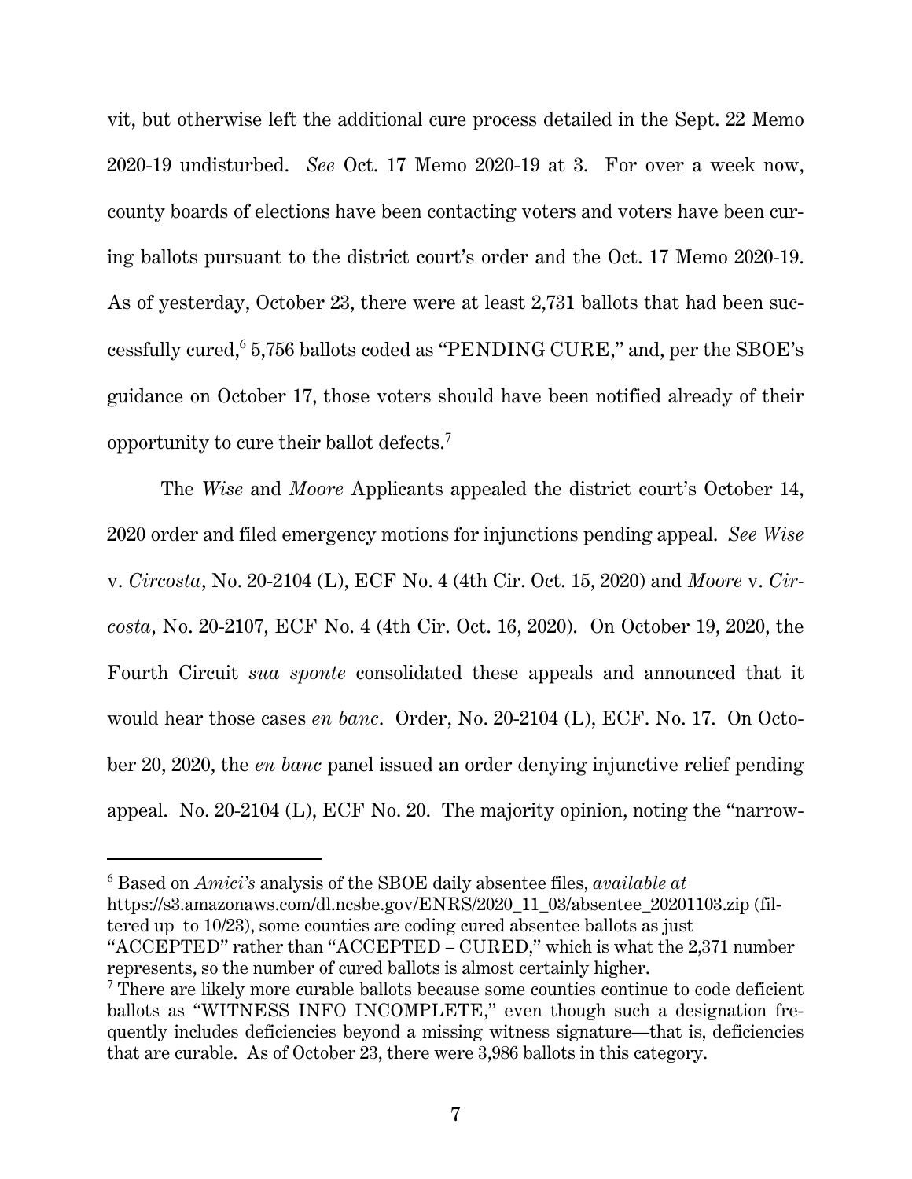vit, but otherwise left the additional cure process detailed in the Sept. 22 Memo 2020-19 undisturbed. *See* Oct. 17 Memo 2020-19 at 3. For over a week now, county boards of elections have been contacting voters and voters have been curing ballots pursuant to the district court's order and the Oct. 17 Memo 2020-19. As of yesterday, October 23, there were at least 2,731 ballots that had been successfully cured,[6] 5,756 ballots coded as "PENDING CURE," and, per the SBOE's guidance on October 17, those voters should have been notified already of their opportunity to cure their ballot defects.[7]

The *Wise* and *Moore* Applicants appealed the district court's October 14, 2020 order and filed emergency motions for injunctions pending appeal. *See Wise* v. *Circosta*, No. 20-2104 (L), ECF No. 4 (4th Cir. Oct. 15, 2020) and *Moore* v. *Circosta*, No. 20-2107, ECF No. 4 (4th Cir. Oct. 16, 2020). On October 19, 2020, the Fourth Circuit *sua sponte* consolidated these appeals and announced that it would hear those cases *en banc*. Order, No. 20-2104 (L), ECF. No. 17. On October 20, 2020, the *en banc* panel issued an order denying injunctive relief pending appeal. No. 20-2104 (L), ECF No. 20. The majority opinion, noting the "narrow-

---

[6] Based on *Amici's* analysis of the SBOE daily absentee files, *available at* https://s3.amazonaws.com/dl.ncsbe.gov/ENRS/2020_11_03/absentee_20201103.zip (filtered up to 10/23), some counties are coding cured absentee ballots as just "ACCEPTED" rather than "ACCEPTED – CURED," which is what the 2,371 number represents, so the number of cured ballots is almost certainly higher.

[7] There are likely more curable ballots because some counties continue to code deficient ballots as "WITNESS INFO INCOMPLETE," even though such a designation frequently includes deficiencies beyond a missing witness signature—that is, deficiencies that are curable. As of October 23, there were 3,986 ballots in this category.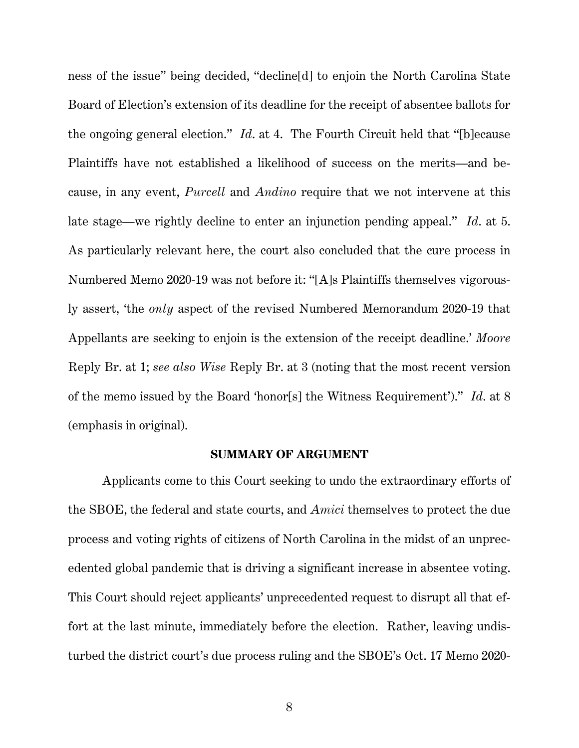ness of the issue" being decided, "decline[d] to enjoin the North Carolina State Board of Election's extension of its deadline for the receipt of absentee ballots for the ongoing general election." *Id.* at 4. The Fourth Circuit held that "[b]ecause Plaintiffs have not established a likelihood of success on the merits—and because, in any event, *Purcell* and *Andino* require that we not intervene at this late stage—we rightly decline to enter an injunction pending appeal." *Id.* at 5. As particularly relevant here, the court also concluded that the cure process in Numbered Memo 2020-19 was not before it: "[A]s Plaintiffs themselves vigorously assert, 'the *only* aspect of the revised Numbered Memorandum 2020-19 that Appellants are seeking to enjoin is the extension of the receipt deadline.' *Moore* Reply Br. at 1; *see also Wise* Reply Br. at 3 (noting that the most recent version of the memo issued by the Board 'honor[s] the Witness Requirement')." *Id.* at 8 (emphasis in original).

## SUMMARY OF ARGUMENT

Applicants come to this Court seeking to undo the extraordinary efforts of the SBOE, the federal and state courts, and *Amici* themselves to protect the due process and voting rights of citizens of North Carolina in the midst of an unprecedented global pandemic that is driving a significant increase in absentee voting. This Court should reject applicants' unprecedented request to disrupt all that effort at the last minute, immediately before the election. Rather, leaving undisturbed the district court's due process ruling and the SBOE's Oct. 17 Memo 2020-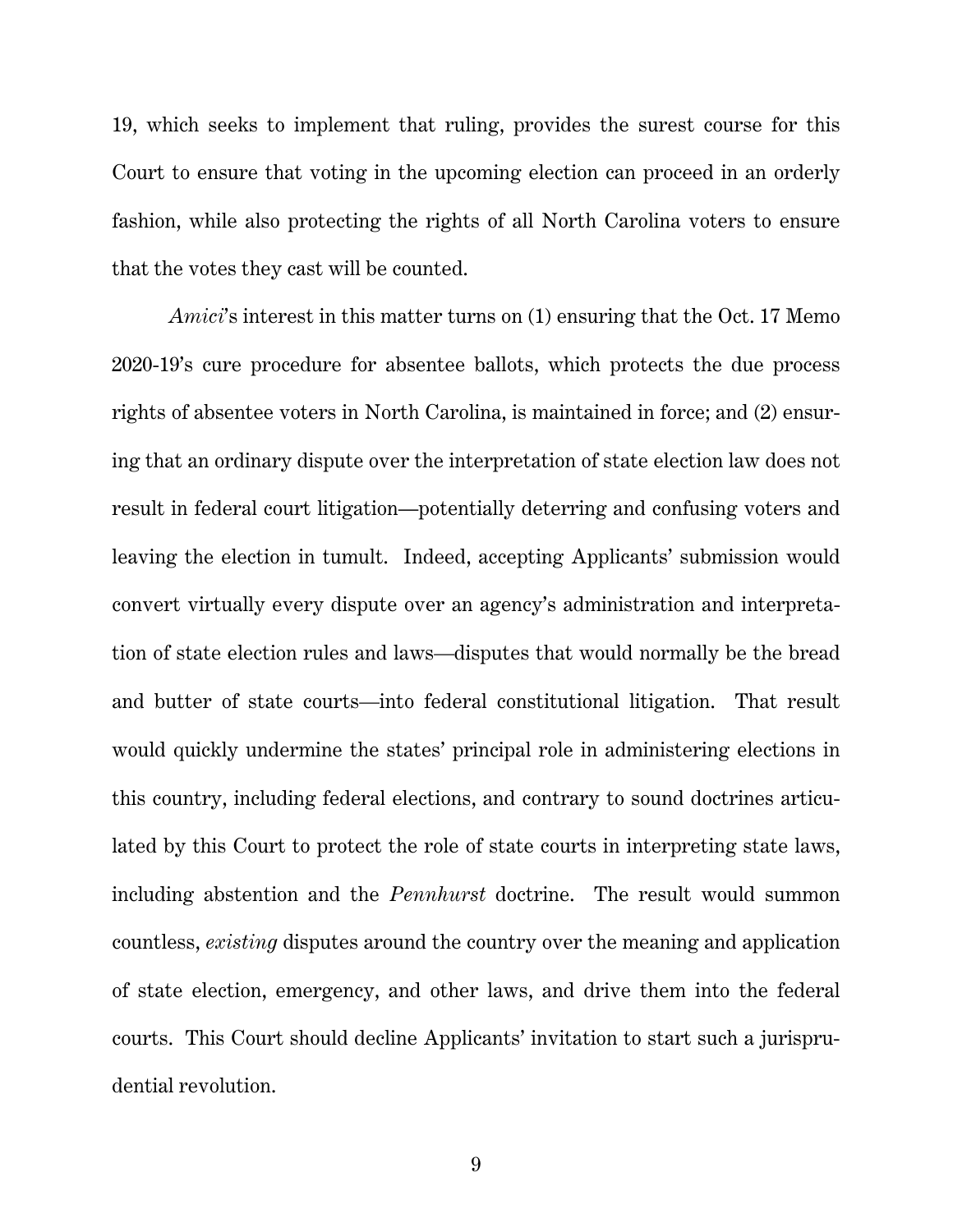19, which seeks to implement that ruling, provides the surest course for this Court to ensure that voting in the upcoming election can proceed in an orderly fashion, while also protecting the rights of all North Carolina voters to ensure that the votes they cast will be counted.

*Amici*'s interest in this matter turns on (1) ensuring that the Oct. 17 Memo 2020-19's cure procedure for absentee ballots, which protects the due process rights of absentee voters in North Carolina, is maintained in force; and (2) ensuring that an ordinary dispute over the interpretation of state election law does not result in federal court litigation—potentially deterring and confusing voters and leaving the election in tumult. Indeed, accepting Applicants' submission would convert virtually every dispute over an agency's administration and interpretation of state election rules and laws—disputes that would normally be the bread and butter of state courts—into federal constitutional litigation. That result would quickly undermine the states' principal role in administering elections in this country, including federal elections, and contrary to sound doctrines articulated by this Court to protect the role of state courts in interpreting state laws, including abstention and the *Pennhurst* doctrine. The result would summon countless, *existing* disputes around the country over the meaning and application of state election, emergency, and other laws, and drive them into the federal courts. This Court should decline Applicants' invitation to start such a jurisprudential revolution.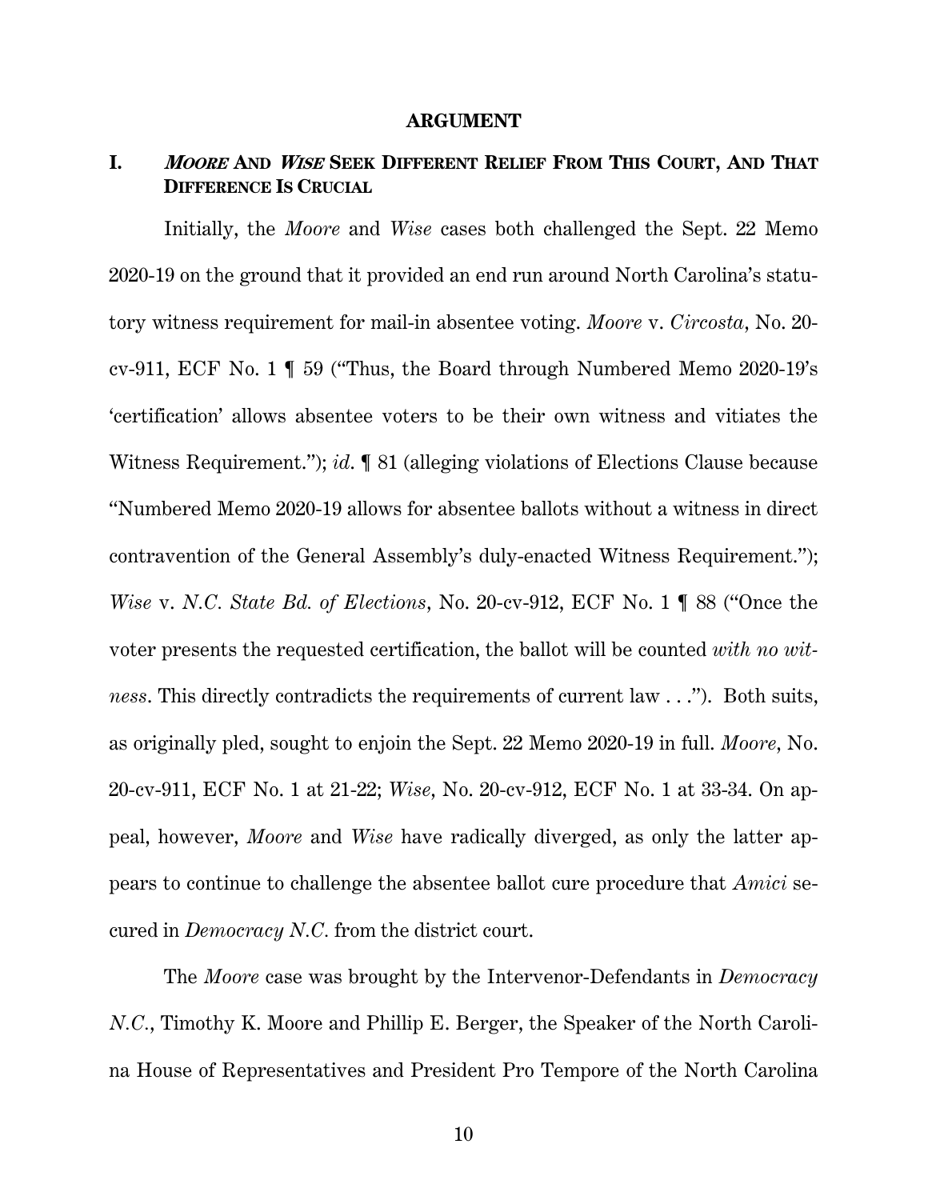## ARGUMENT

### I. *MOORE* AND *WISE* SEEK DIFFERENT RELIEF FROM THIS COURT, AND THAT DIFFERENCE IS CRUCIAL

Initially, the *Moore* and *Wise* cases both challenged the Sept. 22 Memo 2020-19 on the ground that it provided an end run around North Carolina's statutory witness requirement for mail-in absentee voting. *Moore* v. *Circosta*, No. 20-cv-911, ECF No. 1 ¶ 59 ("Thus, the Board through Numbered Memo 2020-19's 'certification' allows absentee voters to be their own witness and vitiates the Witness Requirement."); *id.* ¶ 81 (alleging violations of Elections Clause because "Numbered Memo 2020-19 allows for absentee ballots without a witness in direct contravention of the General Assembly's duly-enacted Witness Requirement."); *Wise* v. *N.C. State Bd. of Elections*, No. 20-cv-912, ECF No. 1 ¶ 88 ("Once the voter presents the requested certification, the ballot will be counted *with no witness*. This directly contradicts the requirements of current law . . ."). Both suits, as originally pled, sought to enjoin the Sept. 22 Memo 2020-19 in full. *Moore*, No. 20-cv-911, ECF No. 1 at 21-22; *Wise*, No. 20-cv-912, ECF No. 1 at 33-34. On appeal, however, *Moore* and *Wise* have radically diverged, as only the latter appears to continue to challenge the absentee ballot cure procedure that *Amici* secured in *Democracy N.C.* from the district court.

The *Moore* case was brought by the Intervenor-Defendants in *Democracy N.C.*, Timothy K. Moore and Phillip E. Berger, the Speaker of the North Carolina House of Representatives and President Pro Tempore of the North Carolina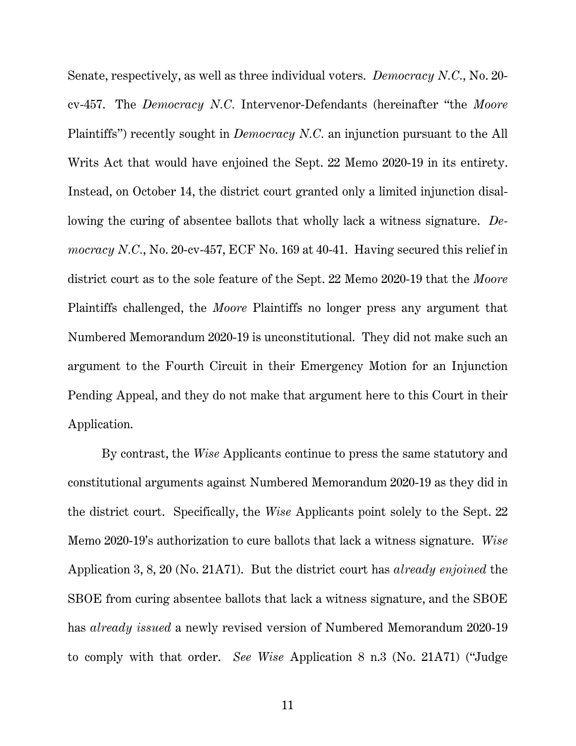Senate, respectively, as well as three individual voters. *Democracy N.C.*, No. 20-cv-457. The *Democracy N.C.* Intervenor-Defendants (hereinafter "the *Moore* Plaintiffs") recently sought in *Democracy N.C.* an injunction pursuant to the All Writs Act that would have enjoined the Sept. 22 Memo 2020-19 in its entirety. Instead, on October 14, the district court granted only a limited injunction disallowing the curing of absentee ballots that wholly lack a witness signature. *Democracy N.C.*, No. 20-cv-457, ECF No. 169 at 40-41. Having secured this relief in district court as to the sole feature of the Sept. 22 Memo 2020-19 that the *Moore* Plaintiffs challenged, the *Moore* Plaintiffs no longer press any argument that Numbered Memorandum 2020-19 is unconstitutional. They did not make such an argument to the Fourth Circuit in their Emergency Motion for an Injunction Pending Appeal, and they do not make that argument here to this Court in their Application.

By contrast, the *Wise* Applicants continue to press the same statutory and constitutional arguments against Numbered Memorandum 2020-19 as they did in the district court. Specifically, the *Wise* Applicants point solely to the Sept. 22 Memo 2020-19's authorization to cure ballots that lack a witness signature. *Wise* Application 3, 8, 20 (No. 21A71). But the district court has *already enjoined* the SBOE from curing absentee ballots that lack a witness signature, and the SBOE has *already issued* a newly revised version of Numbered Memorandum 2020-19 to comply with that order. *See Wise* Application 8 n.3 (No. 21A71) ("Judge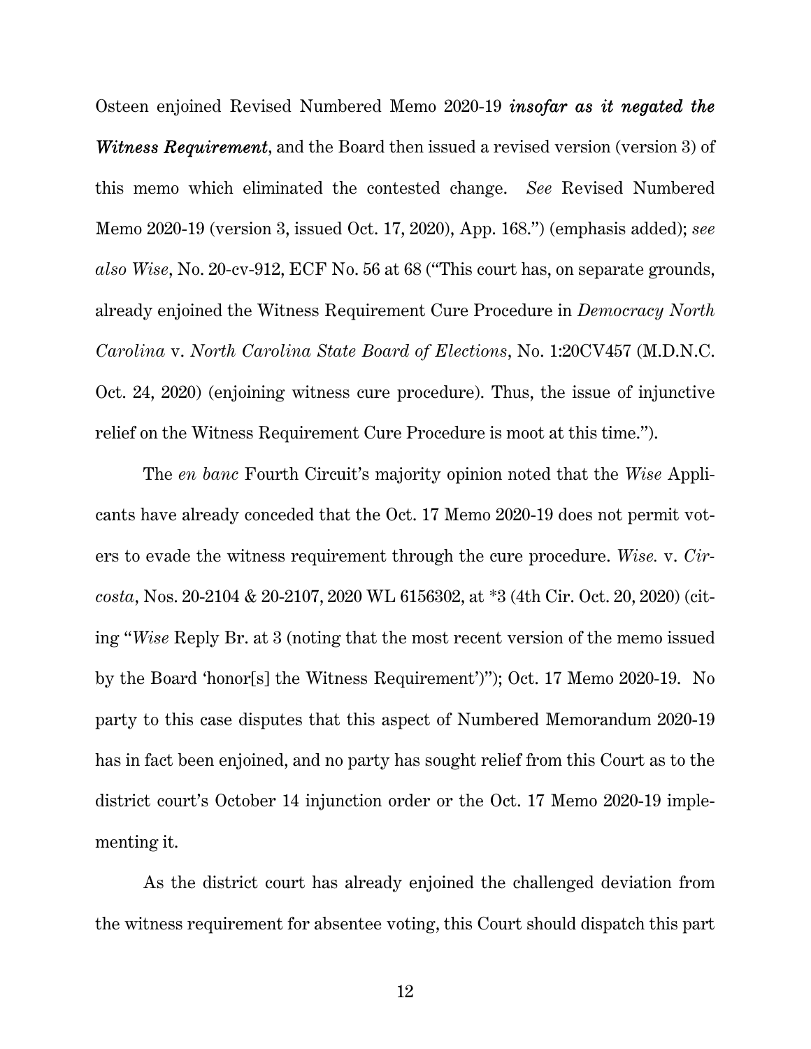Osteen enjoined Revised Numbered Memo 2020-19 ***insofar as it negated the Witness Requirement***, and the Board then issued a revised version (version 3) of this memo which eliminated the contested change. *See* Revised Numbered Memo 2020-19 (version 3, issued Oct. 17, 2020), App. 168.") (emphasis added); *see also Wise*, No. 20-cv-912, ECF No. 56 at 68 ("This court has, on separate grounds, already enjoined the Witness Requirement Cure Procedure in *Democracy North Carolina* v. *North Carolina State Board of Elections*, No. 1:20CV457 (M.D.N.C. Oct. 24, 2020) (enjoining witness cure procedure). Thus, the issue of injunctive relief on the Witness Requirement Cure Procedure is moot at this time.").

The *en banc* Fourth Circuit's majority opinion noted that the *Wise* Applicants have already conceded that the Oct. 17 Memo 2020-19 does not permit voters to evade the witness requirement through the cure procedure. *Wise.* v. *Circosta*, Nos. 20-2104 & 20-2107, 2020 WL 6156302, at *3 (4th Cir. Oct. 20, 2020) (citing "*Wise* Reply Br. at 3 (noting that the most recent version of the memo issued by the Board 'honor[s] the Witness Requirement')"); Oct. 17 Memo 2020-19. No party to this case disputes that this aspect of Numbered Memorandum 2020-19 has in fact been enjoined, and no party has sought relief from this Court as to the district court's October 14 injunction order or the Oct. 17 Memo 2020-19 implementing it.

As the district court has already enjoined the challenged deviation from the witness requirement for absentee voting, this Court should dispatch this part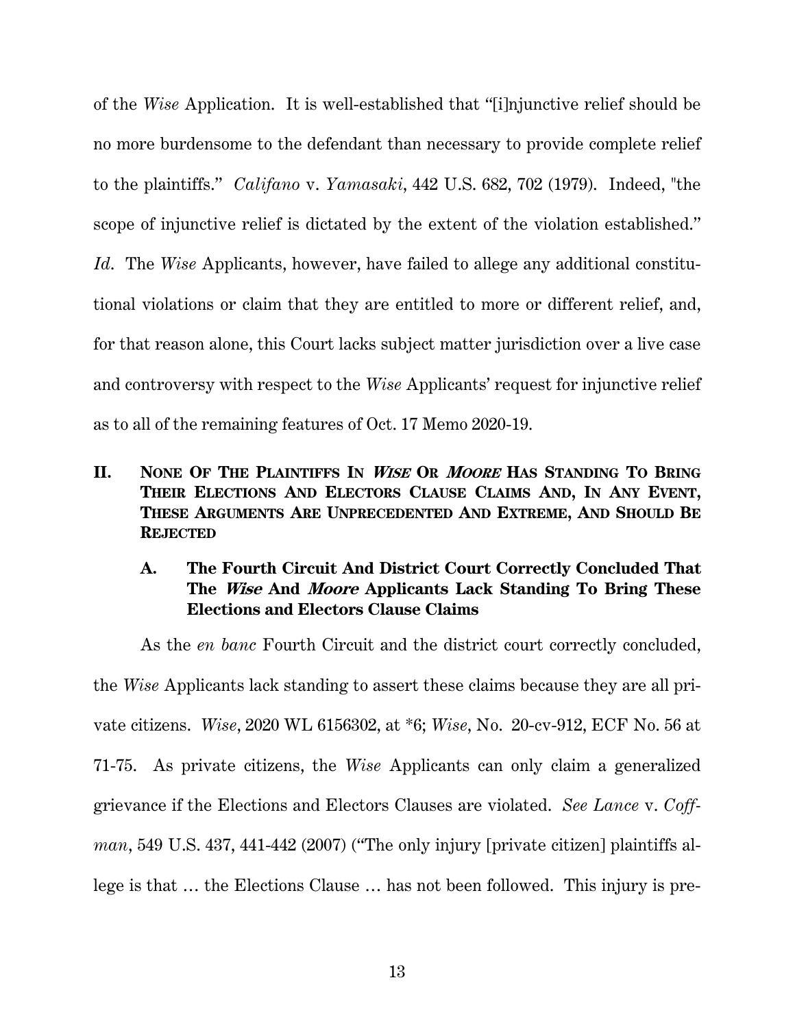of the *Wise* Application. It is well-established that "[i]njunctive relief should be no more burdensome to the defendant than necessary to provide complete relief to the plaintiffs." *Califano* v. *Yamasaki*, 442 U.S. 682, 702 (1979). Indeed, "the scope of injunctive relief is dictated by the extent of the violation established." *Id*. The *Wise* Applicants, however, have failed to allege any additional constitutional violations or claim that they are entitled to more or different relief, and, for that reason alone, this Court lacks subject matter jurisdiction over a live case and controversy with respect to the *Wise* Applicants' request for injunctive relief as to all of the remaining features of Oct. 17 Memo 2020-19.

## II. None Of The Plaintiffs In *Wise* Or *Moore* Has Standing To Bring Their Elections And Electors Clause Claims And, In Any Event, These Arguments Are Unprecedented And Extreme, And Should Be Rejected

### A. The Fourth Circuit And District Court Correctly Concluded That The *Wise* And *Moore* Applicants Lack Standing To Bring These Elections and Electors Clause Claims

As the *en banc* Fourth Circuit and the district court correctly concluded, the *Wise* Applicants lack standing to assert these claims because they are all private citizens. *Wise*, 2020 WL 6156302, at *6; *Wise*, No. 20-cv-912, ECF No. 56 at 71-75. As private citizens, the *Wise* Applicants can only claim a generalized grievance if the Elections and Electors Clauses are violated. *See Lance* v. *Coffman*, 549 U.S. 437, 441-442 (2007) ("The only injury [private citizen] plaintiffs allege is that … the Elections Clause … has not been followed. This injury is pre-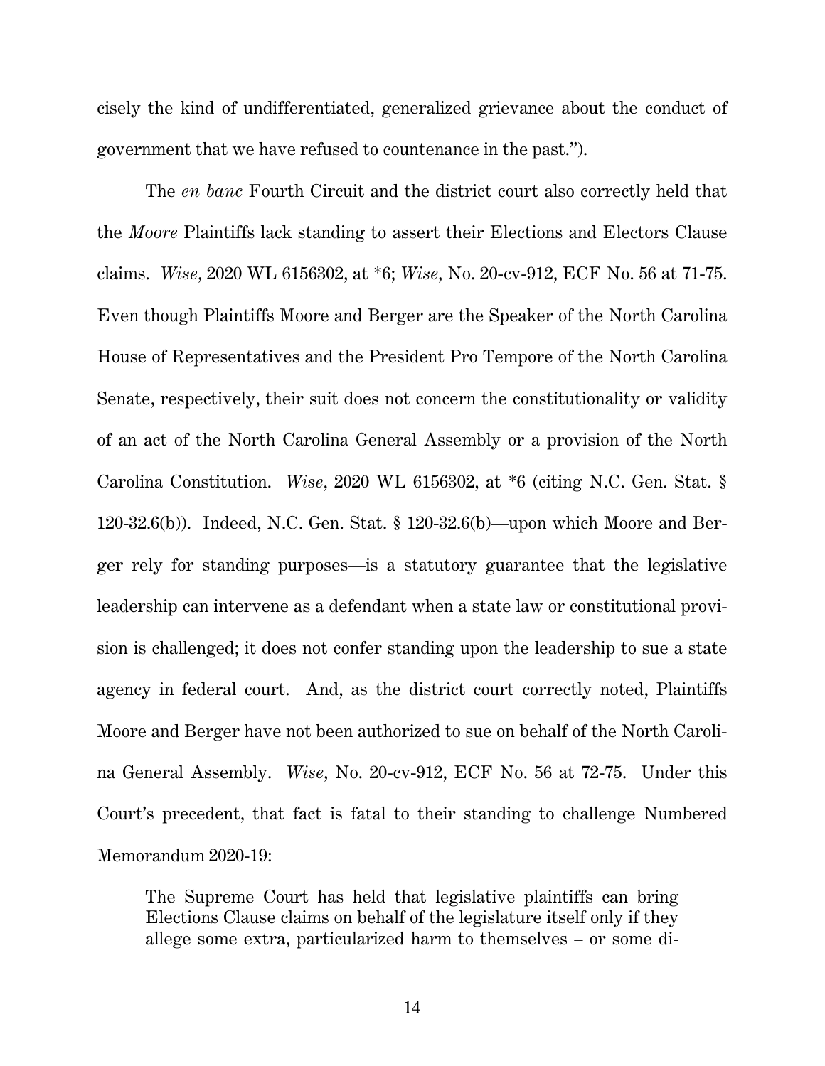cisely the kind of undifferentiated, generalized grievance about the conduct of government that we have refused to countenance in the past.").

The *en banc* Fourth Circuit and the district court also correctly held that the *Moore* Plaintiffs lack standing to assert their Elections and Electors Clause claims. *Wise*, 2020 WL 6156302, at *6; *Wise*, No. 20-cv-912, ECF No. 56 at 71-75. Even though Plaintiffs Moore and Berger are the Speaker of the North Carolina House of Representatives and the President Pro Tempore of the North Carolina Senate, respectively, their suit does not concern the constitutionality or validity of an act of the North Carolina General Assembly or a provision of the North Carolina Constitution. *Wise*, 2020 WL 6156302, at *6 (citing N.C. Gen. Stat. § 120-32.6(b)). Indeed, N.C. Gen. Stat. § 120-32.6(b)—upon which Moore and Berger rely for standing purposes—is a statutory guarantee that the legislative leadership can intervene as a defendant when a state law or constitutional provision is challenged; it does not confer standing upon the leadership to sue a state agency in federal court. And, as the district court correctly noted, Plaintiffs Moore and Berger have not been authorized to sue on behalf of the North Carolina General Assembly. *Wise*, No. 20-cv-912, ECF No. 56 at 72-75. Under this Court's precedent, that fact is fatal to their standing to challenge Numbered Memorandum 2020-19:

> The Supreme Court has held that legislative plaintiffs can bring Elections Clause claims on behalf of the legislature itself only if they allege some extra, particularized harm to themselves – or some di-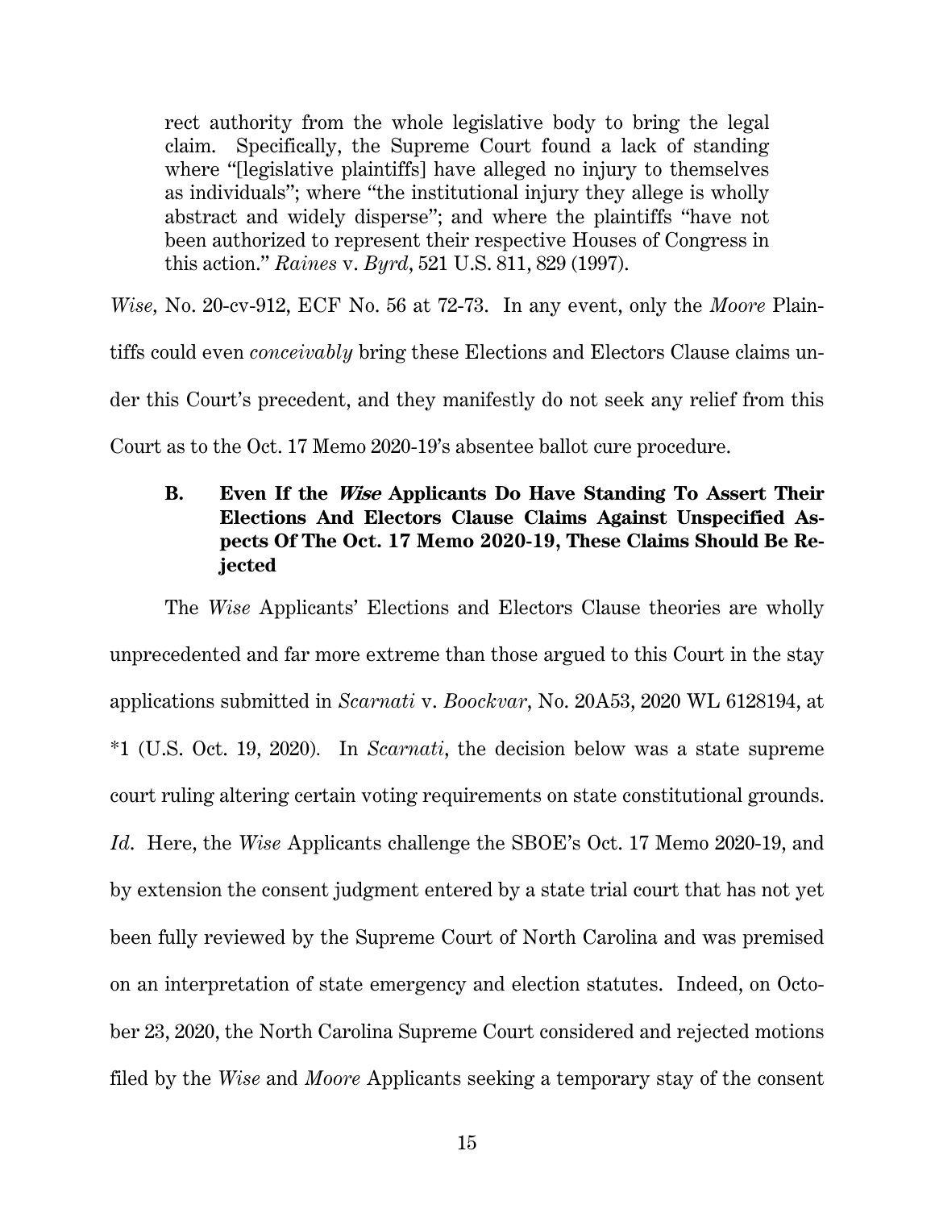> rect authority from the whole legislative body to bring the legal claim. Specifically, the Supreme Court found a lack of standing where "[legislative plaintiffs] have alleged no injury to themselves as individuals"; where "the institutional injury they allege is wholly abstract and widely disperse"; and where the plaintiffs "have not been authorized to represent their respective Houses of Congress in this action." *Raines* v. *Byrd*, 521 U.S. 811, 829 (1997).

*Wise*, No. 20-cv-912, ECF No. 56 at 72-73. In any event, only the *Moore* Plaintiffs could even *conceivably* bring these Elections and Electors Clause claims under this Court's precedent, and they manifestly do not seek any relief from this Court as to the Oct. 17 Memo 2020-19's absentee ballot cure procedure.

### B. Even If the *Wise* Applicants Do Have Standing To Assert Their Elections And Electors Clause Claims Against Unspecified Aspects Of The Oct. 17 Memo 2020-19, These Claims Should Be Rejected

The *Wise* Applicants' Elections and Electors Clause theories are wholly unprecedented and far more extreme than those argued to this Court in the stay applications submitted in *Scarnati* v. *Boockvar*, No. 20A53, 2020 WL 6128194, at *1 (U.S. Oct. 19, 2020). In *Scarnati*, the decision below was a state supreme court ruling altering certain voting requirements on state constitutional grounds. *Id*. Here, the *Wise* Applicants challenge the SBOE's Oct. 17 Memo 2020-19, and by extension the consent judgment entered by a state trial court that has not yet been fully reviewed by the Supreme Court of North Carolina and was premised on an interpretation of state emergency and election statutes. Indeed, on October 23, 2020, the North Carolina Supreme Court considered and rejected motions filed by the *Wise* and *Moore* Applicants seeking a temporary stay of the consent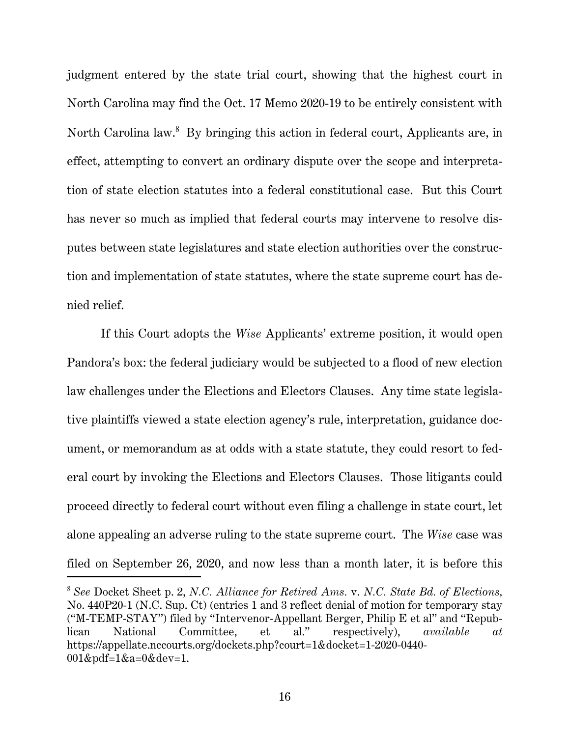judgment entered by the state trial court, showing that the highest court in North Carolina may find the Oct. 17 Memo 2020-19 to be entirely consistent with North Carolina law.[8] By bringing this action in federal court, Applicants are, in effect, attempting to convert an ordinary dispute over the scope and interpretation of state election statutes into a federal constitutional case. But this Court has never so much as implied that federal courts may intervene to resolve disputes between state legislatures and state election authorities over the construction and implementation of state statutes, where the state supreme court has denied relief.

If this Court adopts the *Wise* Applicants' extreme position, it would open Pandora's box: the federal judiciary would be subjected to a flood of new election law challenges under the Elections and Electors Clauses. Any time state legislative plaintiffs viewed a state election agency's rule, interpretation, guidance document, or memorandum as at odds with a state statute, they could resort to federal court by invoking the Elections and Electors Clauses. Those litigants could proceed directly to federal court without even filing a challenge in state court, let alone appealing an adverse ruling to the state supreme court. The *Wise* case was filed on September 26, 2020, and now less than a month later, it is before this

---

[8] *See* Docket Sheet p. 2, *N.C. Alliance for Retired Ams.* v. *N.C. State Bd. of Elections*, No. 440P20-1 (N.C. Sup. Ct) (entries 1 and 3 reflect denial of motion for temporary stay ("M-TEMP-STAY") filed by "Intervenor-Appellant Berger, Philip E et al" and "Republican National Committee, et al." respectively), *available at* https://appellate.nccourts.org/dockets.php?court=1&docket=1-2020-0440-001&pdf=1&a=0&dev=1.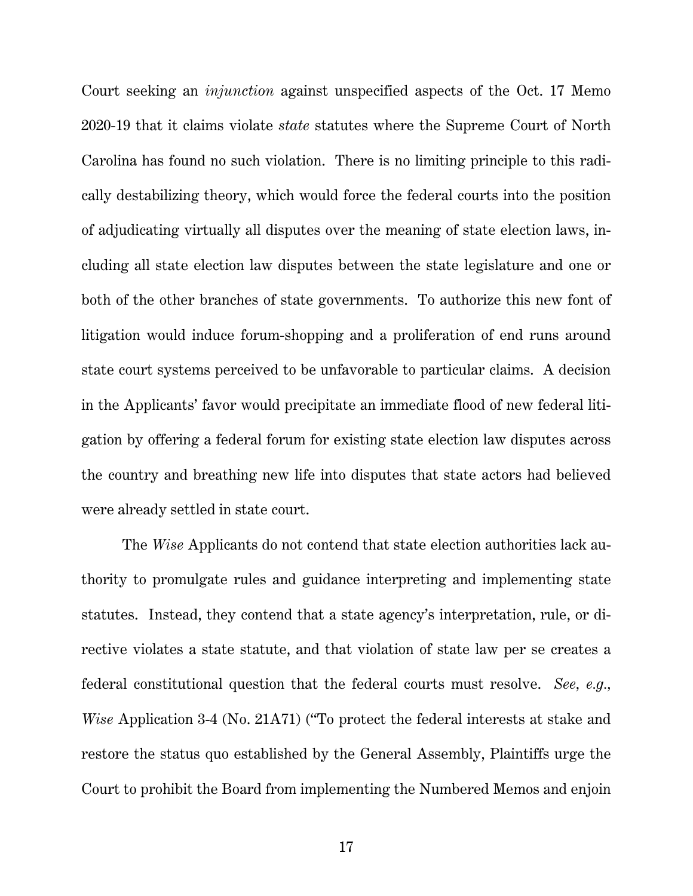Court seeking an *injunction* against unspecified aspects of the Oct. 17 Memo 2020-19 that it claims violate *state* statutes where the Supreme Court of North Carolina has found no such violation. There is no limiting principle to this radically destabilizing theory, which would force the federal courts into the position of adjudicating virtually all disputes over the meaning of state election laws, including all state election law disputes between the state legislature and one or both of the other branches of state governments. To authorize this new font of litigation would induce forum-shopping and a proliferation of end runs around state court systems perceived to be unfavorable to particular claims. A decision in the Applicants' favor would precipitate an immediate flood of new federal litigation by offering a federal forum for existing state election law disputes across the country and breathing new life into disputes that state actors had believed were already settled in state court.

The *Wise* Applicants do not contend that state election authorities lack authority to promulgate rules and guidance interpreting and implementing state statutes. Instead, they contend that a state agency's interpretation, rule, or directive violates a state statute, and that violation of state law per se creates a federal constitutional question that the federal courts must resolve. *See, e.g.*, *Wise* Application 3-4 (No. 21A71) ("To protect the federal interests at stake and restore the status quo established by the General Assembly, Plaintiffs urge the Court to prohibit the Board from implementing the Numbered Memos and enjoin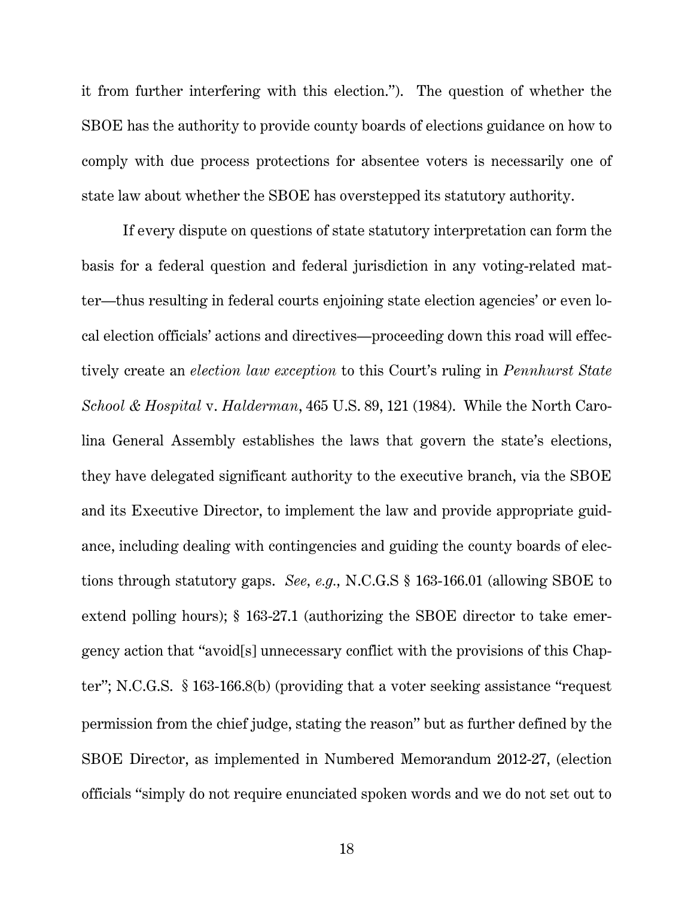it from further interfering with this election."). The question of whether the SBOE has the authority to provide county boards of elections guidance on how to comply with due process protections for absentee voters is necessarily one of state law about whether the SBOE has overstepped its statutory authority.

If every dispute on questions of state statutory interpretation can form the basis for a federal question and federal jurisdiction in any voting-related matter—thus resulting in federal courts enjoining state election agencies' or even local election officials' actions and directives—proceeding down this road will effectively create an *election law exception* to this Court's ruling in *Pennhurst State School & Hospital* v. *Halderman*, 465 U.S. 89, 121 (1984). While the North Carolina General Assembly establishes the laws that govern the state's elections, they have delegated significant authority to the executive branch, via the SBOE and its Executive Director, to implement the law and provide appropriate guidance, including dealing with contingencies and guiding the county boards of elections through statutory gaps. *See, e.g.*, N.C.G.S § 163-166.01 (allowing SBOE to extend polling hours); § 163-27.1 (authorizing the SBOE director to take emergency action that "avoid[s] unnecessary conflict with the provisions of this Chapter"; N.C.G.S. § 163-166.8(b) (providing that a voter seeking assistance "request permission from the chief judge, stating the reason" but as further defined by the SBOE Director, as implemented in Numbered Memorandum 2012-27, (election officials "simply do not require enunciated spoken words and we do not set out to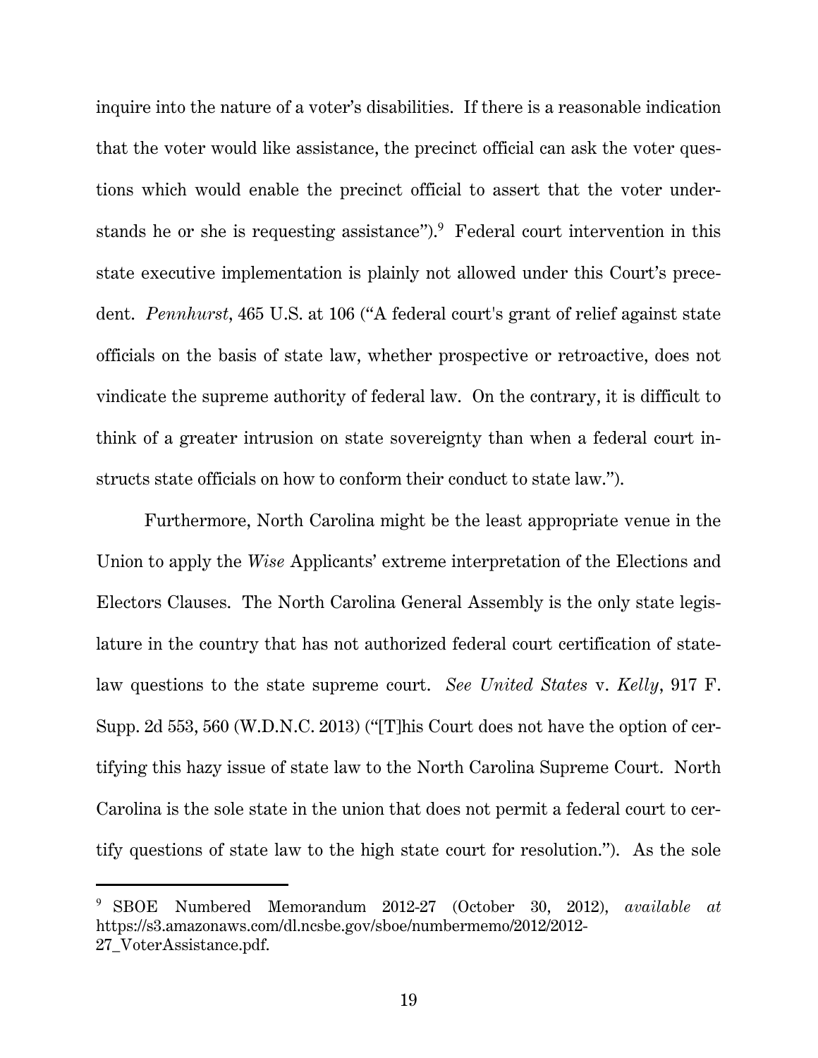inquire into the nature of a voter's disabilities. If there is a reasonable indication that the voter would like assistance, the precinct official can ask the voter questions which would enable the precinct official to assert that the voter understands he or she is requesting assistance").[9] Federal court intervention in this state executive implementation is plainly not allowed under this Court's precedent. *Pennhurst*, 465 U.S. at 106 ("A federal court's grant of relief against state officials on the basis of state law, whether prospective or retroactive, does not vindicate the supreme authority of federal law. On the contrary, it is difficult to think of a greater intrusion on state sovereignty than when a federal court instructs state officials on how to conform their conduct to state law.").

Furthermore, North Carolina might be the least appropriate venue in the Union to apply the *Wise* Applicants' extreme interpretation of the Elections and Electors Clauses. The North Carolina General Assembly is the only state legislature in the country that has not authorized federal court certification of state-law questions to the state supreme court. *See United States* v. *Kelly*, 917 F. Supp. 2d 553, 560 (W.D.N.C. 2013) ("[T]his Court does not have the option of certifying this hazy issue of state law to the North Carolina Supreme Court. North Carolina is the sole state in the union that does not permit a federal court to certify questions of state law to the high state court for resolution."). As the sole

---

[9] SBOE Numbered Memorandum 2012-27 (October 30, 2012), *available at* https://s3.amazonaws.com/dl.ncsbe.gov/sboe/numbermemo/2012/2012-27_VoterAssistance.pdf.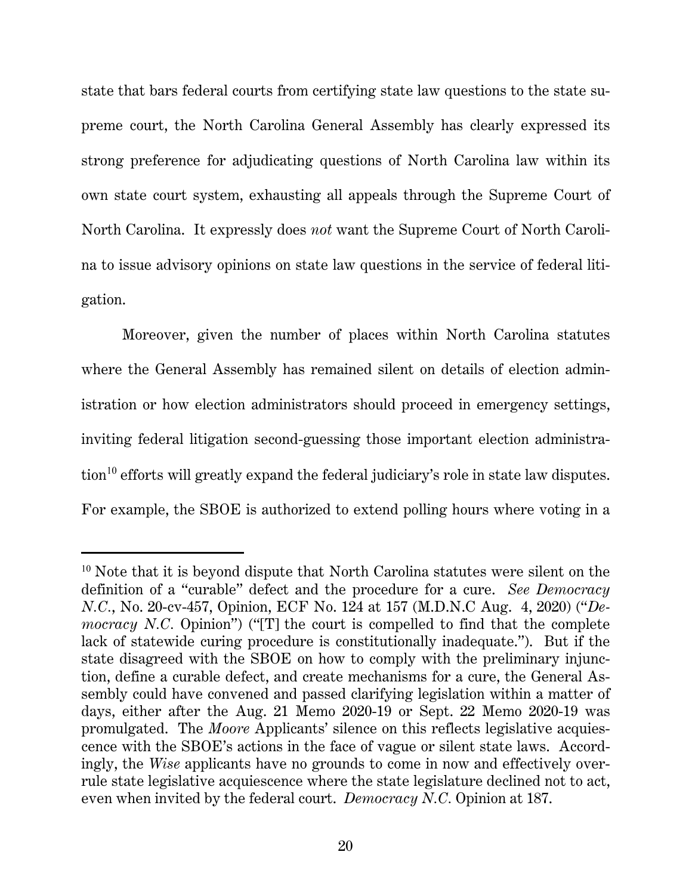state that bars federal courts from certifying state law questions to the state supreme court, the North Carolina General Assembly has clearly expressed its strong preference for adjudicating questions of North Carolina law within its own state court system, exhausting all appeals through the Supreme Court of North Carolina. It expressly does *not* want the Supreme Court of North Carolina to issue advisory opinions on state law questions in the service of federal litigation.

Moreover, given the number of places within North Carolina statutes where the General Assembly has remained silent on details of election administration or how election administrators should proceed in emergency settings, inviting federal litigation second-guessing those important election administration[10] efforts will greatly expand the federal judiciary's role in state law disputes. For example, the SBOE is authorized to extend polling hours where voting in a

---

[10] Note that it is beyond dispute that North Carolina statutes were silent on the definition of a "curable" defect and the procedure for a cure. *See Democracy N.C.*, No. 20-cv-457, Opinion, ECF No. 124 at 157 (M.D.N.C Aug. 4, 2020) ("*Democracy N.C.* Opinion") ("[T] the court is compelled to find that the complete lack of statewide curing procedure is constitutionally inadequate."). But if the state disagreed with the SBOE on how to comply with the preliminary injunction, define a curable defect, and create mechanisms for a cure, the General Assembly could have convened and passed clarifying legislation within a matter of days, either after the Aug. 21 Memo 2020-19 or Sept. 22 Memo 2020-19 was promulgated. The *Moore* Applicants' silence on this reflects legislative acquiescence with the SBOE's actions in the face of vague or silent state laws. Accordingly, the *Wise* applicants have no grounds to come in now and effectively overrule state legislative acquiescence where the state legislature declined not to act, even when invited by the federal court. *Democracy N.C.* Opinion at 187.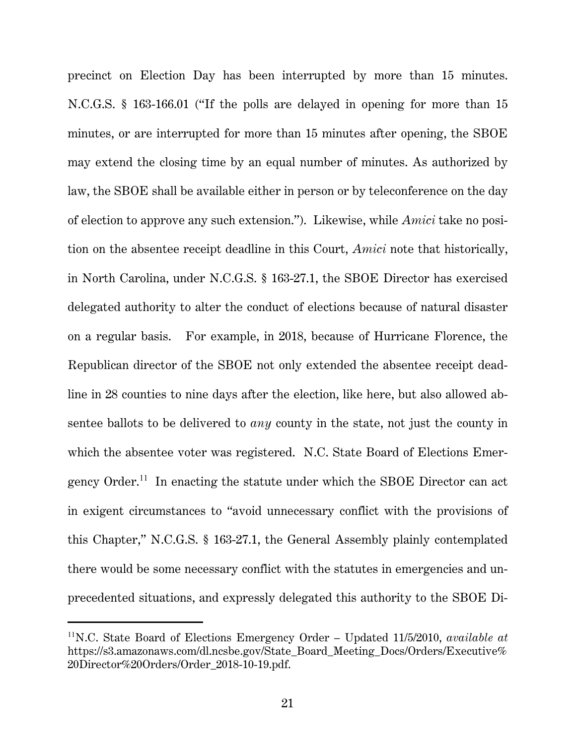precinct on Election Day has been interrupted by more than 15 minutes. N.C.G.S. § 163-166.01 ("If the polls are delayed in opening for more than 15 minutes, or are interrupted for more than 15 minutes after opening, the SBOE may extend the closing time by an equal number of minutes. As authorized by law, the SBOE shall be available either in person or by teleconference on the day of election to approve any such extension."). Likewise, while *Amici* take no position on the absentee receipt deadline in this Court, *Amici* note that historically, in North Carolina, under N.C.G.S. § 163-27.1, the SBOE Director has exercised delegated authority to alter the conduct of elections because of natural disaster on a regular basis. For example, in 2018, because of Hurricane Florence, the Republican director of the SBOE not only extended the absentee receipt deadline in 28 counties to nine days after the election, like here, but also allowed absentee ballots to be delivered to *any* county in the state, not just the county in which the absentee voter was registered. N.C. State Board of Elections Emergency Order.[11] In enacting the statute under which the SBOE Director can act in exigent circumstances to "avoid unnecessary conflict with the provisions of this Chapter," N.C.G.S. § 163-27.1, the General Assembly plainly contemplated there would be some necessary conflict with the statutes in emergencies and unprecedented situations, and expressly delegated this authority to the SBOE Di-

---

[11]N.C. State Board of Elections Emergency Order – Updated 11/5/2010, *available at* https://s3.amazonaws.com/dl.ncsbe.gov/State_Board_Meeting_Docs/Orders/Executive%20Director%20Orders/Order_2018-10-19.pdf.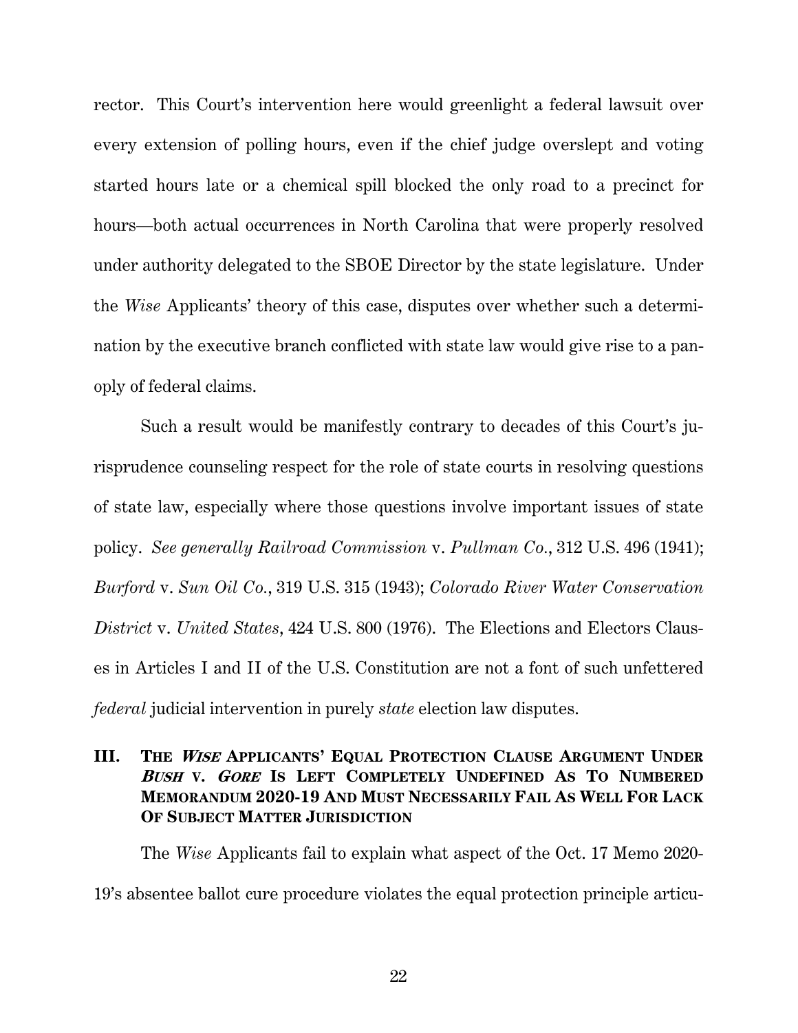rector. This Court's intervention here would greenlight a federal lawsuit over every extension of polling hours, even if the chief judge overslept and voting started hours late or a chemical spill blocked the only road to a precinct for hours—both actual occurrences in North Carolina that were properly resolved under authority delegated to the SBOE Director by the state legislature. Under the *Wise* Applicants' theory of this case, disputes over whether such a determination by the executive branch conflicted with state law would give rise to a panoply of federal claims.

Such a result would be manifestly contrary to decades of this Court's jurisprudence counseling respect for the role of state courts in resolving questions of state law, especially where those questions involve important issues of state policy. *See generally Railroad Commission* v. *Pullman Co.*, 312 U.S. 496 (1941); *Burford* v. *Sun Oil Co.*, 319 U.S. 315 (1943); *Colorado River Water Conservation District* v. *United States*, 424 U.S. 800 (1976). The Elections and Electors Clauses in Articles I and II of the U.S. Constitution are not a font of such unfettered *federal* judicial intervention in purely *state* election law disputes.

## III. THE *WISE* APPLICANTS' EQUAL PROTECTION CLAUSE ARGUMENT UNDER *BUSH* V. *GORE* IS LEFT COMPLETELY UNDEFINED AS TO NUMBERED MEMORANDUM 2020-19 AND MUST NECESSARILY FAIL AS WELL FOR LACK OF SUBJECT MATTER JURISDICTION

The *Wise* Applicants fail to explain what aspect of the Oct. 17 Memo 2020-19's absentee ballot cure procedure violates the equal protection principle articu-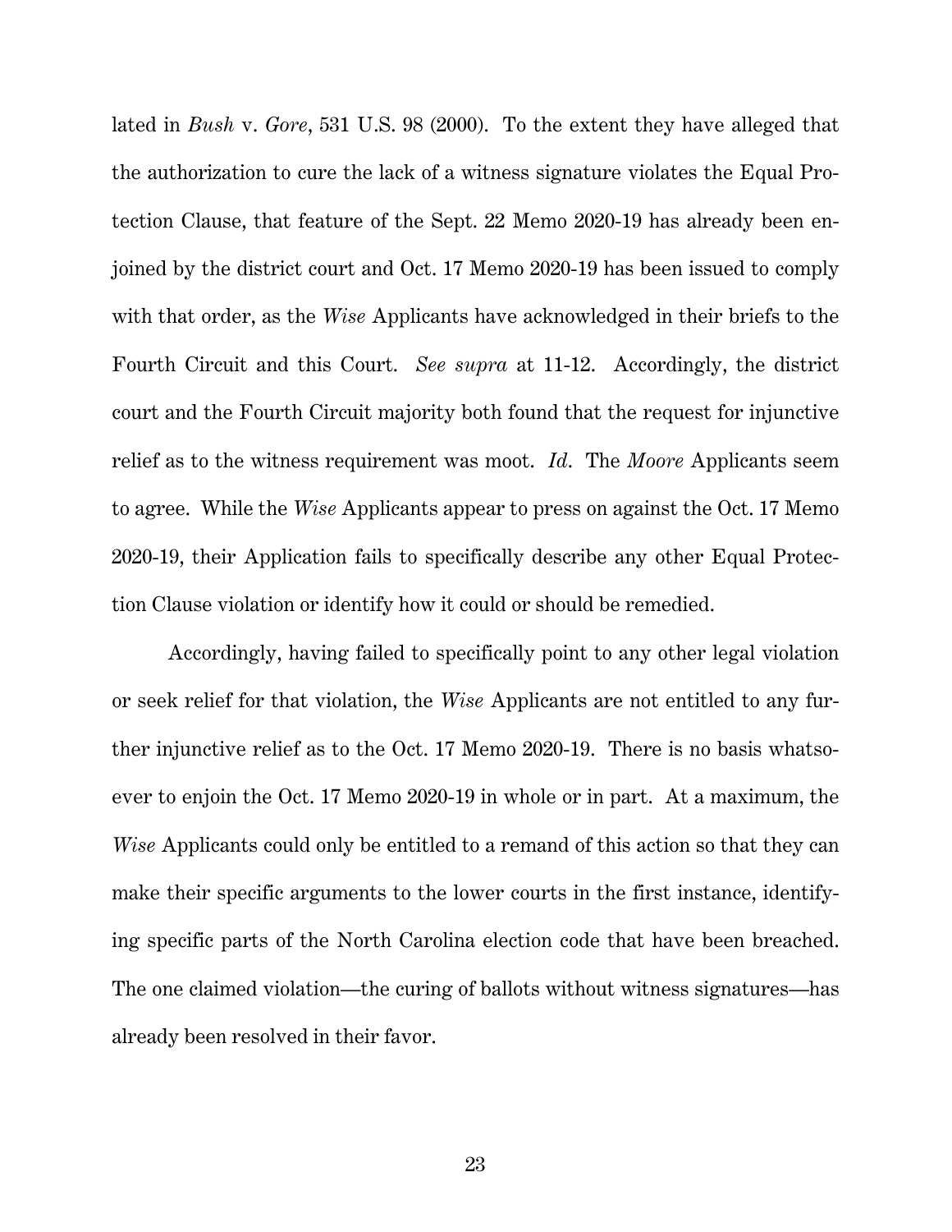lated in *Bush* v. *Gore*, 531 U.S. 98 (2000). To the extent they have alleged that the authorization to cure the lack of a witness signature violates the Equal Protection Clause, that feature of the Sept. 22 Memo 2020-19 has already been enjoined by the district court and Oct. 17 Memo 2020-19 has been issued to comply with that order, as the *Wise* Applicants have acknowledged in their briefs to the Fourth Circuit and this Court. *See supra* at 11-12. Accordingly, the district court and the Fourth Circuit majority both found that the request for injunctive relief as to the witness requirement was moot. *Id*. The *Moore* Applicants seem to agree. While the *Wise* Applicants appear to press on against the Oct. 17 Memo 2020-19, their Application fails to specifically describe any other Equal Protection Clause violation or identify how it could or should be remedied.

Accordingly, having failed to specifically point to any other legal violation or seek relief for that violation, the *Wise* Applicants are not entitled to any further injunctive relief as to the Oct. 17 Memo 2020-19. There is no basis whatsoever to enjoin the Oct. 17 Memo 2020-19 in whole or in part. At a maximum, the *Wise* Applicants could only be entitled to a remand of this action so that they can make their specific arguments to the lower courts in the first instance, identifying specific parts of the North Carolina election code that have been breached. The one claimed violation—the curing of ballots without witness signatures—has already been resolved in their favor.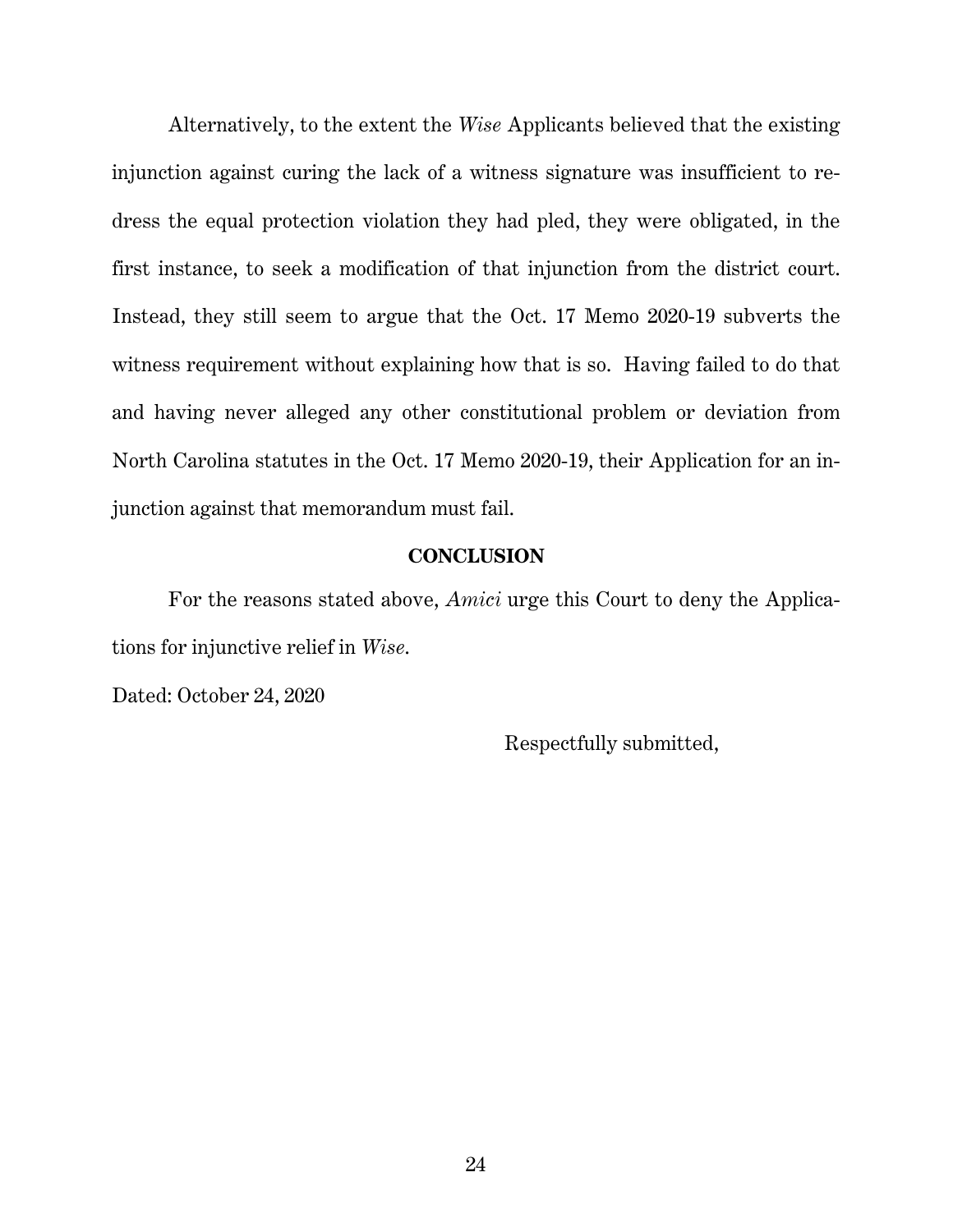Alternatively, to the extent the *Wise* Applicants believed that the existing injunction against curing the lack of a witness signature was insufficient to redress the equal protection violation they had pled, they were obligated, in the first instance, to seek a modification of that injunction from the district court. Instead, they still seem to argue that the Oct. 17 Memo 2020-19 subverts the witness requirement without explaining how that is so. Having failed to do that and having never alleged any other constitutional problem or deviation from North Carolina statutes in the Oct. 17 Memo 2020-19, their Application for an injunction against that memorandum must fail.

## CONCLUSION

For the reasons stated above, *Amici* urge this Court to deny the Applications for injunctive relief in *Wise*.

Dated: October 24, 2020

Respectfully submitted,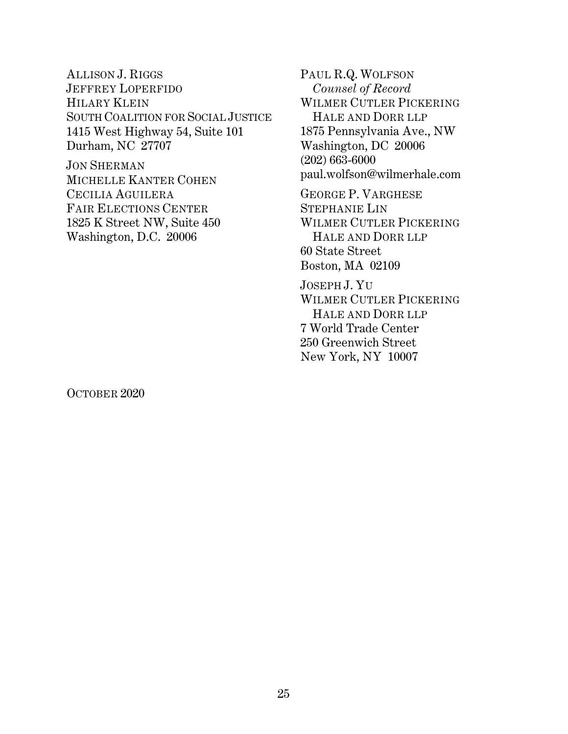PAUL R.Q. WOLFSON
*Counsel of Record*
WILMER CUTLER PICKERING
HALE AND DORR LLP
1875 Pennsylvania Ave., NW
Washington, DC 20006
(202) 663-6000
paul.wolfson@wilmerhale.com

GEORGE P. VARGHESE
STEPHANIE LIN
WILMER CUTLER PICKERING
HALE AND DORR LLP
60 State Street
Boston, MA 02109

JOSEPH J. YU
WILMER CUTLER PICKERING
HALE AND DORR LLP
7 World Trade Center
250 Greenwich Street
New York, NY 10007

ALLISON J. RIGGS
JEFFREY LOPERFIDO
HILARY KLEIN
SOUTH COALITION FOR SOCIAL JUSTICE
1415 West Highway 54, Suite 101
Durham, NC 27707

JON SHERMAN
MICHELLE KANTER COHEN
CECILIA AGUILERA
FAIR ELECTIONS CENTER
1825 K Street NW, Suite 450
Washington, D.C. 20006

OCTOBER 2020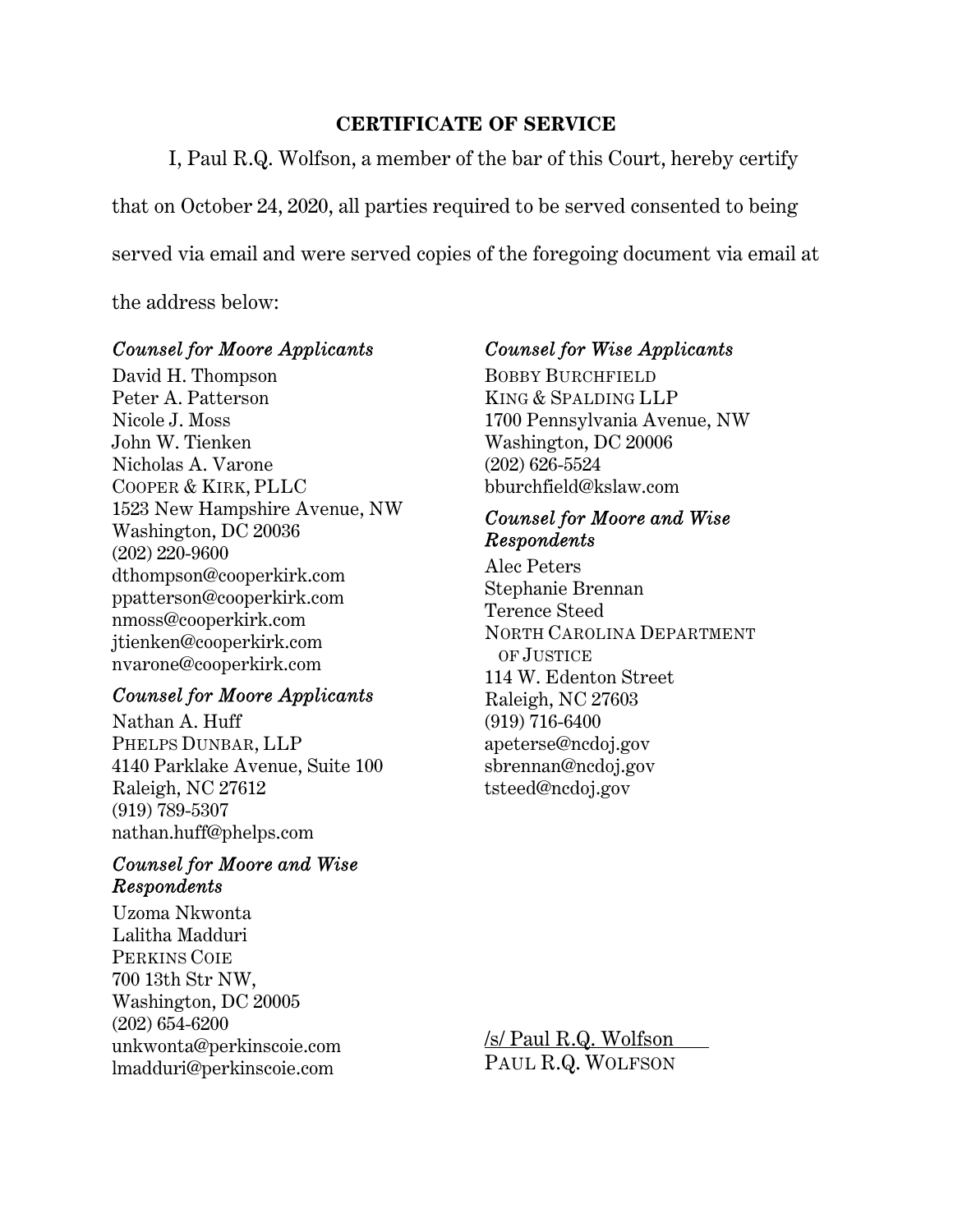## CERTIFICATE OF SERVICE

I, Paul R.Q. Wolfson, a member of the bar of this Court, hereby certify that on October 24, 2020, all parties required to be served consented to being served via email and were served copies of the foregoing document via email at the address below:

*Counsel for Moore Applicants*

David H. Thompson
Peter A. Patterson
Nicole J. Moss
John W. Tienken
Nicholas A. Varone
COOPER & KIRK, PLLC
1523 New Hampshire Avenue, NW
Washington, DC 20036
(202) 220-9600
dthompson@cooperkirk.com
ppatterson@cooperkirk.com
nmoss@cooperkirk.com
jtienken@cooperkirk.com
nvarone@cooperkirk.com

*Counsel for Moore Applicants*

Nathan A. Huff
PHELPS DUNBAR, LLP
4140 Parklake Avenue, Suite 100
Raleigh, NC 27612
(919) 789-5307
nathan.huff@phelps.com

*Counsel for Moore and Wise Respondents*

Uzoma Nkwonta
Lalitha Madduri
PERKINS COIE
700 13th Str NW,
Washington, DC 20005
(202) 654-6200
unkwonta@perkinscoie.com
lmadduri@perkinscoie.com

*Counsel for Wise Applicants*

BOBBY BURCHFIELD
KING & SPALDING LLP
1700 Pennsylvania Avenue, NW
Washington, DC 20006
(202) 626-5524
bburchfield@kslaw.com

*Counsel for Moore and Wise Respondents*

Alec Peters
Stephanie Brennan
Terence Steed
NORTH CAROLINA DEPARTMENT OF JUSTICE
114 W. Edenton Street
Raleigh, NC 27603
(919) 716-6400
apeterse@ncdoj.gov
sbrennan@ncdoj.gov
tsteed@ncdoj.gov

/s/ Paul R.Q. Wolfson
PAUL R.Q. WOLFSON